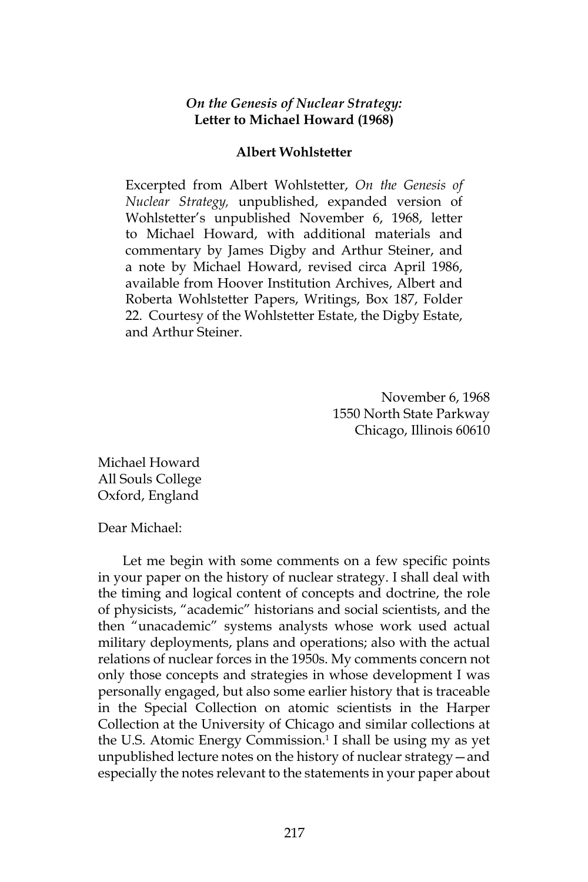## *On the Genesis of Nuclear Strategy:* **Letter to Michael Howard (1968)**

**Albert Wohlstetter**

Excerpted from Albert Wohlstetter, *On the Genesis of Nuclear Strategy,* unpublished, expanded version of Wohlstetter's unpublished November 6, 1968, letter to Michael Howard, with additional materials and commentary by James Digby and Arthur Steiner, and a note by Michael Howard, revised circa April 1986, available from Hoover Institution Archives, Albert and Roberta Wohlstetter Papers, Writings, Box 187, Folder 22. Courtesy of the Wohlstetter Estate, the Digby Estate, and Arthur Steiner.

November 6, 1968
1550 North State Parkway
Chicago, Illinois 60610

Michael Howard
All Souls College
Oxford, England

Dear Michael:

Let me begin with some comments on a few specific points in your paper on the history of nuclear strategy. I shall deal with the timing and logical content of concepts and doctrine, the role of physicists, "academic" historians and social scientists, and the then "unacademic" systems analysts whose work used actual military deployments, plans and operations; also with the actual relations of nuclear forces in the 1950s. My comments concern not only those concepts and strategies in whose development I was personally engaged, but also some earlier history that is traceable in the Special Collection on atomic scientists in the Harper Collection at the University of Chicago and similar collections at the U.S. Atomic Energy Commission.[1] I shall be using my as yet unpublished lecture notes on the history of nuclear strategy—and especially the notes relevant to the statements in your paper about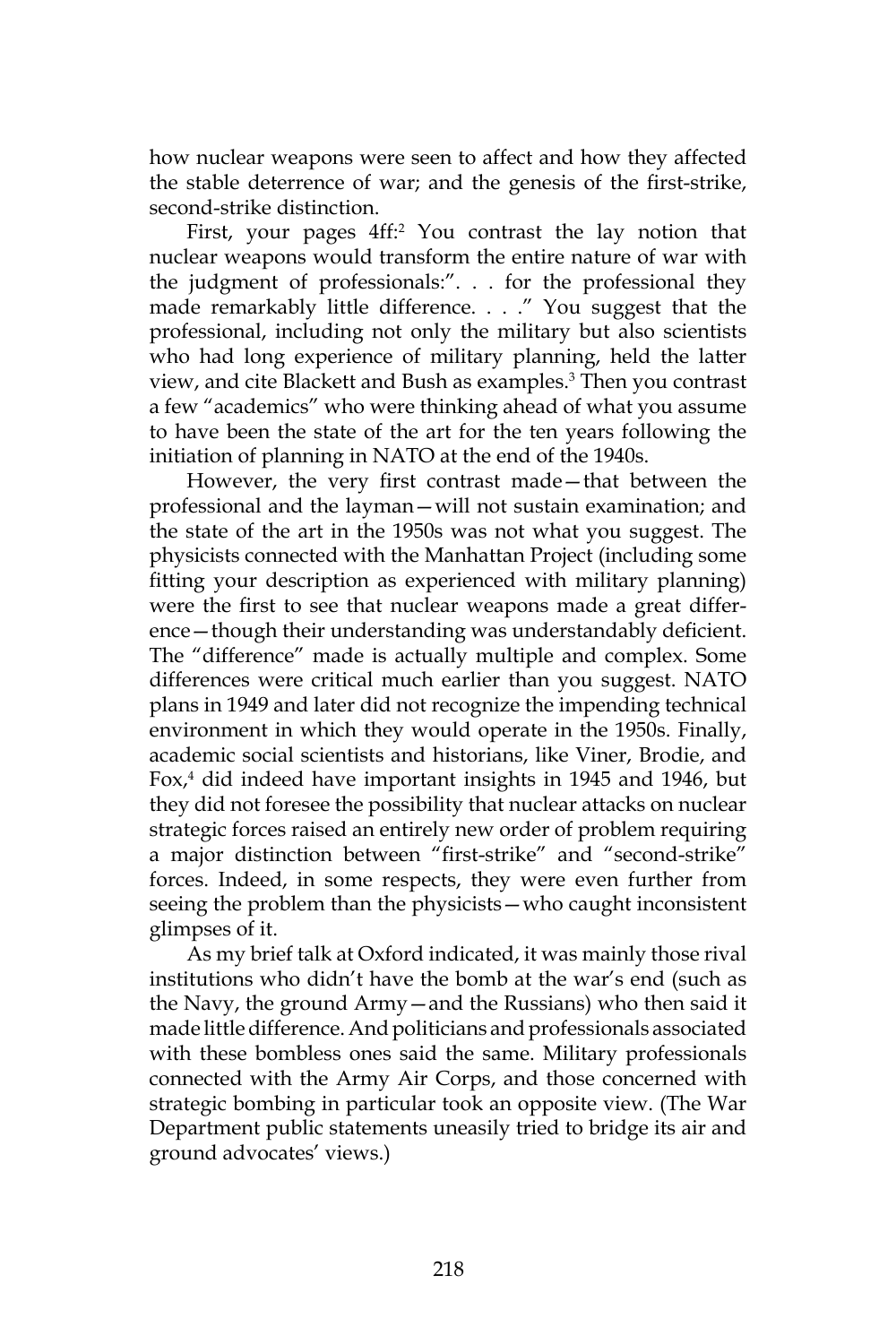how nuclear weapons were seen to affect and how they affected the stable deterrence of war; and the genesis of the first-strike, second-strike distinction.

First, your pages 4ff:[2] You contrast the lay notion that nuclear weapons would transform the entire nature of war with the judgment of professionals:". . . for the professional they made remarkably little difference. . . ." You suggest that the professional, including not only the military but also scientists who had long experience of military planning, held the latter view, and cite Blackett and Bush as examples.[3] Then you contrast a few "academics" who were thinking ahead of what you assume to have been the state of the art for the ten years following the initiation of planning in NATO at the end of the 1940s.

However, the very first contrast made—that between the professional and the layman—will not sustain examination; and the state of the art in the 1950s was not what you suggest. The physicists connected with the Manhattan Project (including some fitting your description as experienced with military planning) were the first to see that nuclear weapons made a great difference—though their understanding was understandably deficient. The "difference" made is actually multiple and complex. Some differences were critical much earlier than you suggest. NATO plans in 1949 and later did not recognize the impending technical environment in which they would operate in the 1950s. Finally, academic social scientists and historians, like Viner, Brodie, and Fox,[4] did indeed have important insights in 1945 and 1946, but they did not foresee the possibility that nuclear attacks on nuclear strategic forces raised an entirely new order of problem requiring a major distinction between "first-strike" and "second-strike" forces. Indeed, in some respects, they were even further from seeing the problem than the physicists—who caught inconsistent glimpses of it.

As my brief talk at Oxford indicated, it was mainly those rival institutions who didn't have the bomb at the war's end (such as the Navy, the ground Army—and the Russians) who then said it made little difference. And politicians and professionals associated with these bombless ones said the same. Military professionals connected with the Army Air Corps, and those concerned with strategic bombing in particular took an opposite view. (The War Department public statements uneasily tried to bridge its air and ground advocates' views.)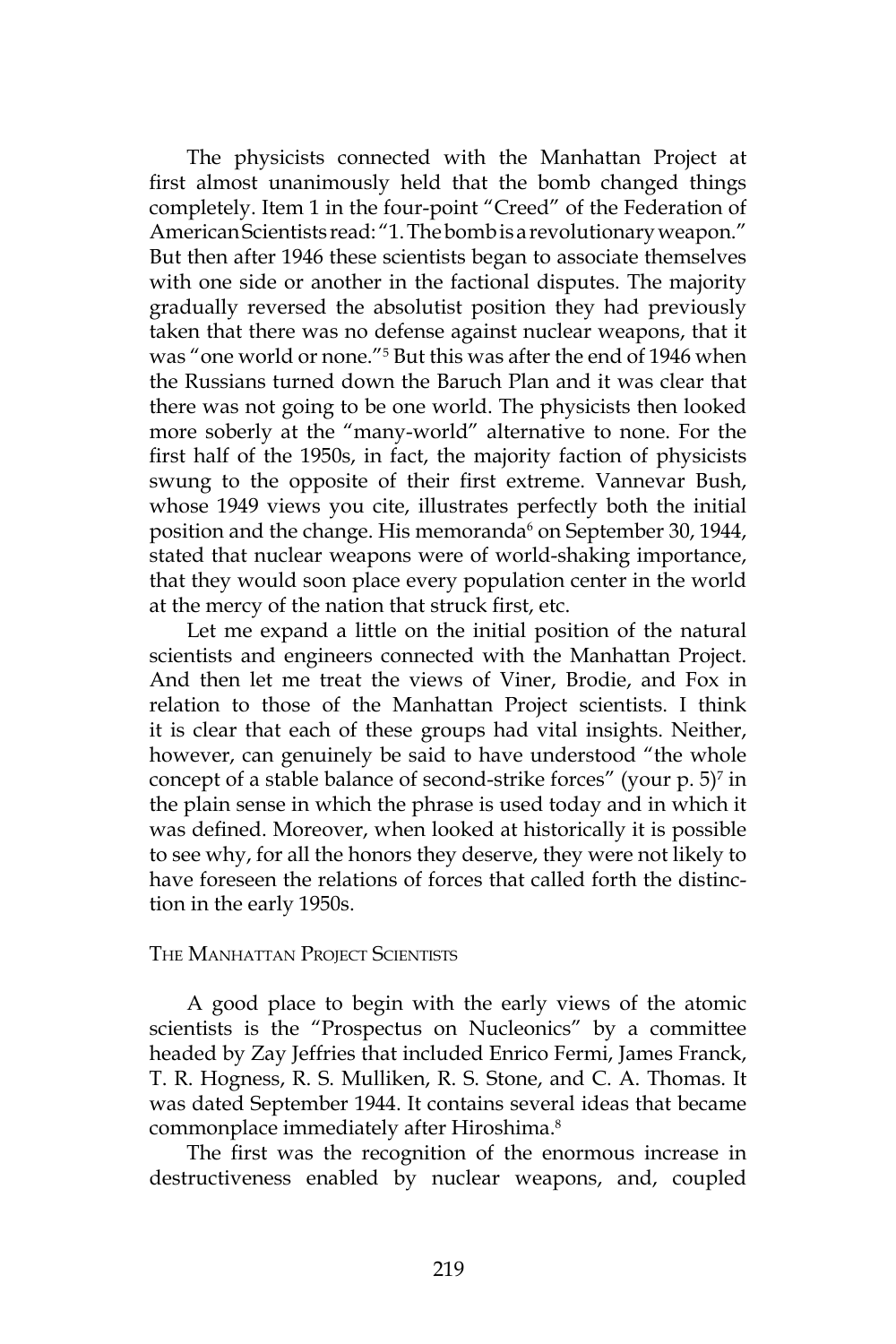The physicists connected with the Manhattan Project at first almost unanimously held that the bomb changed things completely. Item 1 in the four-point "Creed" of the Federation of American Scientists read: "1. The bomb is a revolutionary weapon." But then after 1946 these scientists began to associate themselves with one side or another in the factional disputes. The majority gradually reversed the absolutist position they had previously taken that there was no defense against nuclear weapons, that it was "one world or none."[5] But this was after the end of 1946 when the Russians turned down the Baruch Plan and it was clear that there was not going to be one world. The physicists then looked more soberly at the "many-world" alternative to none. For the first half of the 1950s, in fact, the majority faction of physicists swung to the opposite of their first extreme. Vannevar Bush, whose 1949 views you cite, illustrates perfectly both the initial position and the change. His memoranda[6] on September 30, 1944, stated that nuclear weapons were of world-shaking importance, that they would soon place every population center in the world at the mercy of the nation that struck first, etc.

Let me expand a little on the initial position of the natural scientists and engineers connected with the Manhattan Project. And then let me treat the views of Viner, Brodie, and Fox in relation to those of the Manhattan Project scientists. I think it is clear that each of these groups had vital insights. Neither, however, can genuinely be said to have understood "the whole concept of a stable balance of second-strike forces" (your p. 5)[7] in the plain sense in which the phrase is used today and in which it was defined. Moreover, when looked at historically it is possible to see why, for all the honors they deserve, they were not likely to have foreseen the relations of forces that called forth the distinction in the early 1950s.

## The Manhattan Project Scientists

A good place to begin with the early views of the atomic scientists is the "Prospectus on Nucleonics" by a committee headed by Zay Jeffries that included Enrico Fermi, James Franck, T. R. Hogness, R. S. Mulliken, R. S. Stone, and C. A. Thomas. It was dated September 1944. It contains several ideas that became commonplace immediately after Hiroshima.[8]

The first was the recognition of the enormous increase in destructiveness enabled by nuclear weapons, and, coupled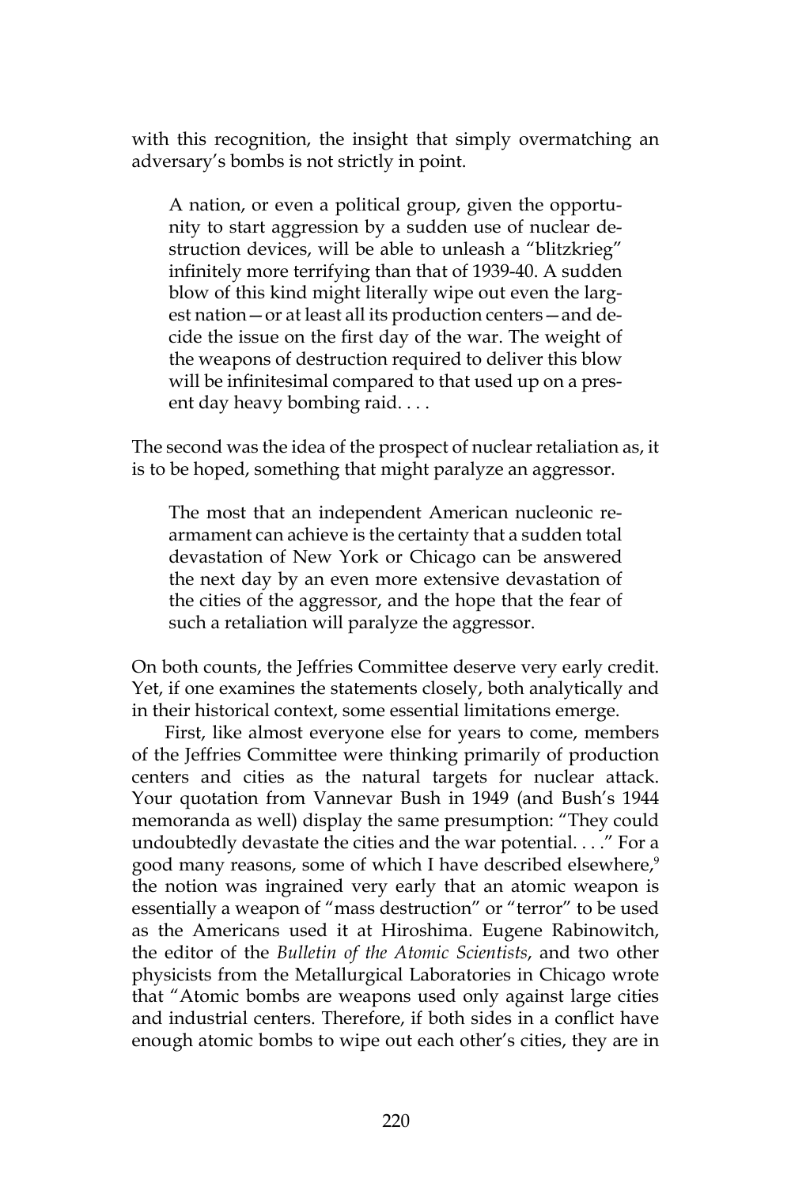with this recognition, the insight that simply overmatching an adversary's bombs is not strictly in point.

> A nation, or even a political group, given the opportunity to start aggression by a sudden use of nuclear destruction devices, will be able to unleash a "blitzkrieg" infinitely more terrifying than that of 1939-40. A sudden blow of this kind might literally wipe out even the largest nation—or at least all its production centers—and decide the issue on the first day of the war. The weight of the weapons of destruction required to deliver this blow will be infinitesimal compared to that used up on a present day heavy bombing raid. . . .

The second was the idea of the prospect of nuclear retaliation as, it is to be hoped, something that might paralyze an aggressor.

> The most that an independent American nucleonic rearmament can achieve is the certainty that a sudden total devastation of New York or Chicago can be answered the next day by an even more extensive devastation of the cities of the aggressor, and the hope that the fear of such a retaliation will paralyze the aggressor.

On both counts, the Jeffries Committee deserve very early credit. Yet, if one examines the statements closely, both analytically and in their historical context, some essential limitations emerge.

First, like almost everyone else for years to come, members of the Jeffries Committee were thinking primarily of production centers and cities as the natural targets for nuclear attack. Your quotation from Vannevar Bush in 1949 (and Bush's 1944 memoranda as well) display the same presumption: "They could undoubtedly devastate the cities and the war potential. . . ." For a good many reasons, some of which I have described elsewhere,[9] the notion was ingrained very early that an atomic weapon is essentially a weapon of "mass destruction" or "terror" to be used as the Americans used it at Hiroshima. Eugene Rabinowitch, the editor of the *Bulletin of the Atomic Scientists*, and two other physicists from the Metallurgical Laboratories in Chicago wrote that "Atomic bombs are weapons used only against large cities and industrial centers. Therefore, if both sides in a conflict have enough atomic bombs to wipe out each other's cities, they are in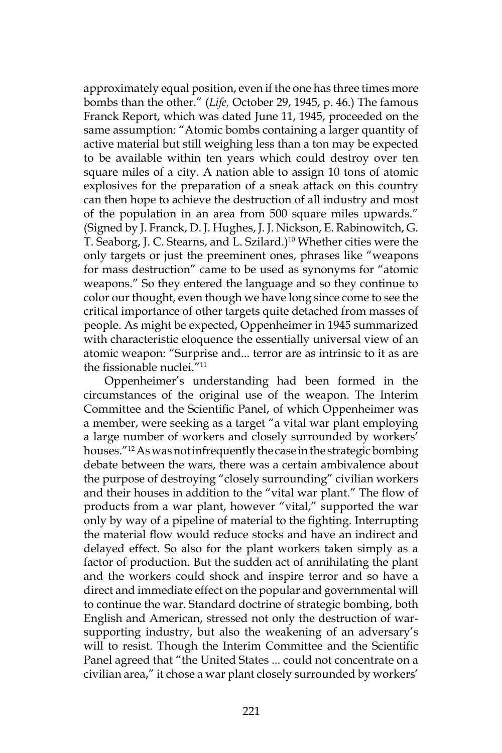approximately equal position, even if the one has three times more bombs than the other." (*Life,* October 29, 1945, p. 46.) The famous Franck Report, which was dated June 11, 1945, proceeded on the same assumption: "Atomic bombs containing a larger quantity of active material but still weighing less than a ton may be expected to be available within ten years which could destroy over ten square miles of a city. A nation able to assign 10 tons of atomic explosives for the preparation of a sneak attack on this country can then hope to achieve the destruction of all industry and most of the population in an area from 500 square miles upwards." (Signed by J. Franck, D. J. Hughes, J. J. Nickson, E. Rabinowitch, G. T. Seaborg, J. C. Stearns, and L. Szilard.)[10] Whether cities were the only targets or just the preeminent ones, phrases like "weapons for mass destruction" came to be used as synonyms for "atomic weapons." So they entered the language and so they continue to color our thought, even though we have long since come to see the critical importance of other targets quite detached from masses of people. As might be expected, Oppenheimer in 1945 summarized with characteristic eloquence the essentially universal view of an atomic weapon: "Surprise and... terror are as intrinsic to it as are the fissionable nuclei."[11]

Oppenheimer's understanding had been formed in the circumstances of the original use of the weapon. The Interim Committee and the Scientific Panel, of which Oppenheimer was a member, were seeking as a target "a vital war plant employing a large number of workers and closely surrounded by workers' houses."[12] As was not infrequently the case in the strategic bombing debate between the wars, there was a certain ambivalence about the purpose of destroying "closely surrounding" civilian workers and their houses in addition to the "vital war plant." The flow of products from a war plant, however "vital," supported the war only by way of a pipeline of material to the fighting. Interrupting the material flow would reduce stocks and have an indirect and delayed effect. So also for the plant workers taken simply as a factor of production. But the sudden act of annihilating the plant and the workers could shock and inspire terror and so have a direct and immediate effect on the popular and governmental will to continue the war. Standard doctrine of strategic bombing, both English and American, stressed not only the destruction of war-supporting industry, but also the weakening of an adversary's will to resist. Though the Interim Committee and the Scientific Panel agreed that "the United States ... could not concentrate on a civilian area," it chose a war plant closely surrounded by workers'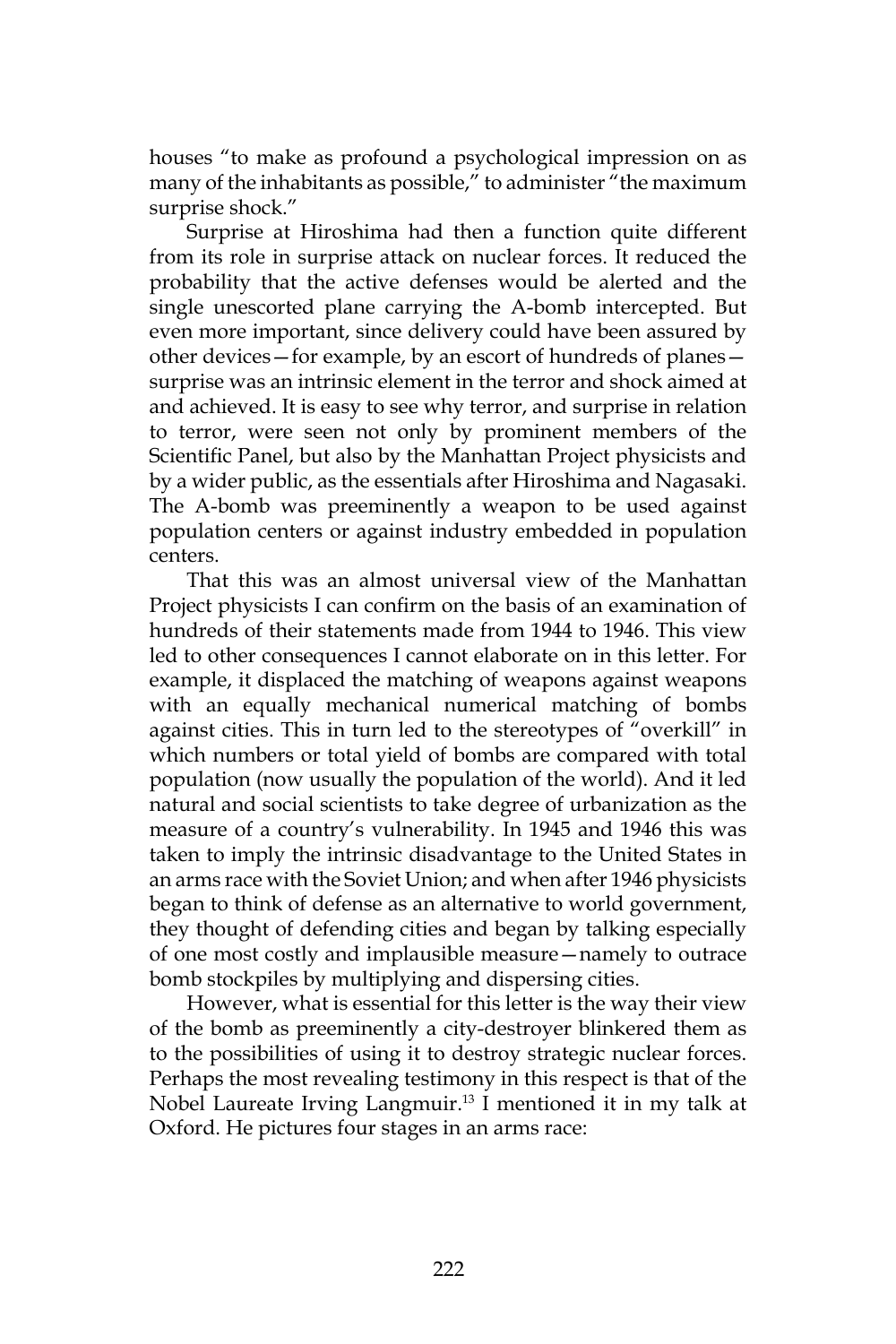houses "to make as profound a psychological impression on as many of the inhabitants as possible," to administer "the maximum surprise shock."

Surprise at Hiroshima had then a function quite different from its role in surprise attack on nuclear forces. It reduced the probability that the active defenses would be alerted and the single unescorted plane carrying the A-bomb intercepted. But even more important, since delivery could have been assured by other devices—for example, by an escort of hundreds of planes—surprise was an intrinsic element in the terror and shock aimed at and achieved. It is easy to see why terror, and surprise in relation to terror, were seen not only by prominent members of the Scientific Panel, but also by the Manhattan Project physicists and by a wider public, as the essentials after Hiroshima and Nagasaki. The A-bomb was preeminently a weapon to be used against population centers or against industry embedded in population centers.

That this was an almost universal view of the Manhattan Project physicists I can confirm on the basis of an examination of hundreds of their statements made from 1944 to 1946. This view led to other consequences I cannot elaborate on in this letter. For example, it displaced the matching of weapons against weapons with an equally mechanical numerical matching of bombs against cities. This in turn led to the stereotypes of "overkill" in which numbers or total yield of bombs are compared with total population (now usually the population of the world). And it led natural and social scientists to take degree of urbanization as the measure of a country's vulnerability. In 1945 and 1946 this was taken to imply the intrinsic disadvantage to the United States in an arms race with the Soviet Union; and when after 1946 physicists began to think of defense as an alternative to world government, they thought of defending cities and began by talking especially of one most costly and implausible measure—namely to outrace bomb stockpiles by multiplying and dispersing cities.

However, what is essential for this letter is the way their view of the bomb as preeminently a city-destroyer blinkered them as to the possibilities of using it to destroy strategic nuclear forces. Perhaps the most revealing testimony in this respect is that of the Nobel Laureate Irving Langmuir.[13] I mentioned it in my talk at Oxford. He pictures four stages in an arms race: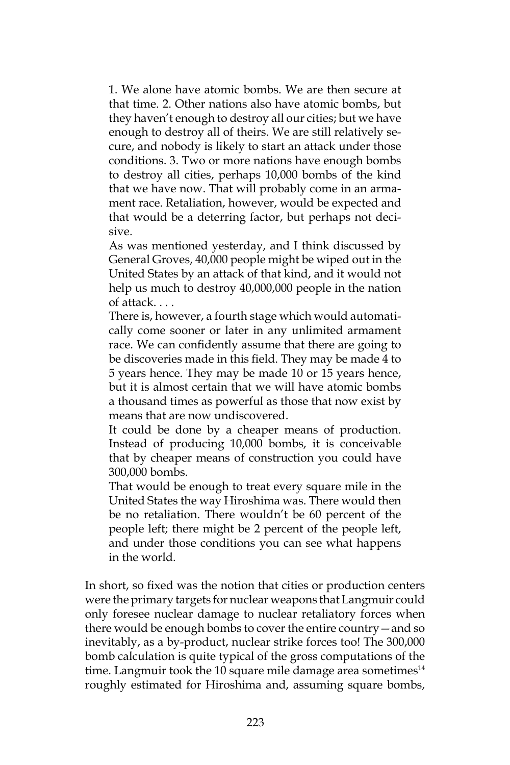> 1. We alone have atomic bombs. We are then secure at that time. 2. Other nations also have atomic bombs, but they haven't enough to destroy all our cities; but we have enough to destroy all of theirs. We are still relatively secure, and nobody is likely to start an attack under those conditions. 3. Two or more nations have enough bombs to destroy all cities, perhaps 10,000 bombs of the kind that we have now. That will probably come in an armament race. Retaliation, however, would be expected and that would be a deterring factor, but perhaps not decisive.
>
> As was mentioned yesterday, and I think discussed by General Groves, 40,000 people might be wiped out in the United States by an attack of that kind, and it would not help us much to destroy 40,000,000 people in the nation of attack. . . .
>
> There is, however, a fourth stage which would automatically come sooner or later in any unlimited armament race. We can confidently assume that there are going to be discoveries made in this field. They may be made 4 to 5 years hence. They may be made 10 or 15 years hence, but it is almost certain that we will have atomic bombs a thousand times as powerful as those that now exist by means that are now undiscovered.
>
> It could be done by a cheaper means of production. Instead of producing 10,000 bombs, it is conceivable that by cheaper means of construction you could have 300,000 bombs.
>
> That would be enough to treat every square mile in the United States the way Hiroshima was. There would then be no retaliation. There wouldn't be 60 percent of the people left; there might be 2 percent of the people left, and under those conditions you can see what happens in the world.

In short, so fixed was the notion that cities or production centers were the primary targets for nuclear weapons that Langmuir could only foresee nuclear damage to nuclear retaliatory forces when there would be enough bombs to cover the entire country—and so inevitably, as a by-product, nuclear strike forces too! The 300,000 bomb calculation is quite typical of the gross computations of the time. Langmuir took the 10 square mile damage area sometimes[14] roughly estimated for Hiroshima and, assuming square bombs,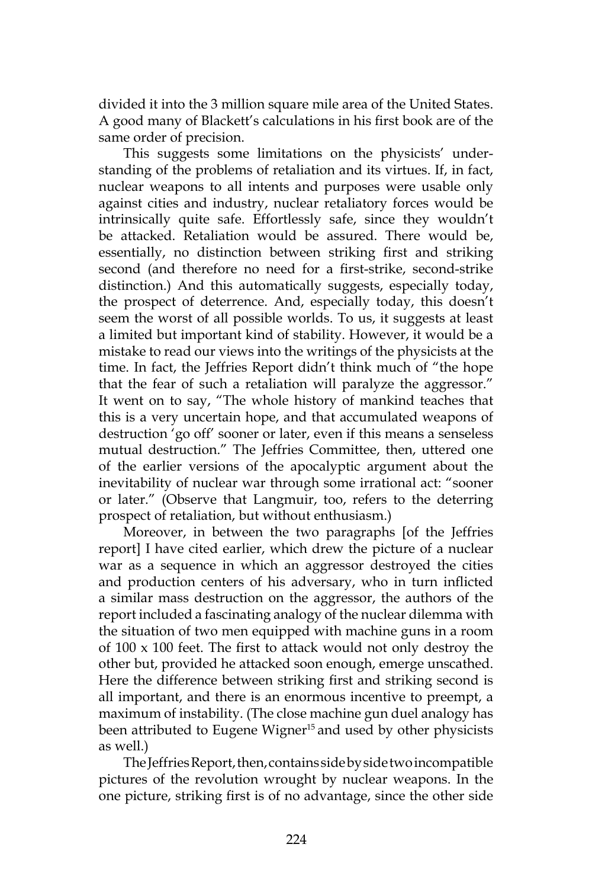divided it into the 3 million square mile area of the United States. A good many of Blackett's calculations in his first book are of the same order of precision.

This suggests some limitations on the physicists' understanding of the problems of retaliation and its virtues. If, in fact, nuclear weapons to all intents and purposes were usable only against cities and industry, nuclear retaliatory forces would be intrinsically quite safe. Effortlessly safe, since they wouldn't be attacked. Retaliation would be assured. There would be, essentially, no distinction between striking first and striking second (and therefore no need for a first-strike, second-strike distinction.) And this automatically suggests, especially today, the prospect of deterrence. And, especially today, this doesn't seem the worst of all possible worlds. To us, it suggests at least a limited but important kind of stability. However, it would be a mistake to read our views into the writings of the physicists at the time. In fact, the Jeffries Report didn't think much of "the hope that the fear of such a retaliation will paralyze the aggressor." It went on to say, "The whole history of mankind teaches that this is a very uncertain hope, and that accumulated weapons of destruction 'go off' sooner or later, even if this means a senseless mutual destruction." The Jeffries Committee, then, uttered one of the earlier versions of the apocalyptic argument about the inevitability of nuclear war through some irrational act: "sooner or later." (Observe that Langmuir, too, refers to the deterring prospect of retaliation, but without enthusiasm.)

Moreover, in between the two paragraphs [of the Jeffries report] I have cited earlier, which drew the picture of a nuclear war as a sequence in which an aggressor destroyed the cities and production centers of his adversary, who in turn inflicted a similar mass destruction on the aggressor, the authors of the report included a fascinating analogy of the nuclear dilemma with the situation of two men equipped with machine guns in a room of 100 x 100 feet. The first to attack would not only destroy the other but, provided he attacked soon enough, emerge unscathed. Here the difference between striking first and striking second is all important, and there is an enormous incentive to preempt, a maximum of instability. (The close machine gun duel analogy has been attributed to Eugene Wigner[15] and used by other physicists as well.)

The Jeffries Report, then, contains side by side two incompatible pictures of the revolution wrought by nuclear weapons. In the one picture, striking first is of no advantage, since the other side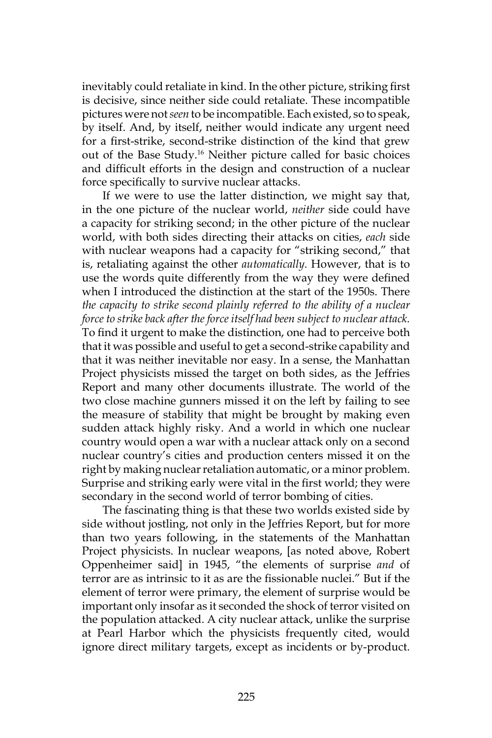inevitably could retaliate in kind. In the other picture, striking first is decisive, since neither side could retaliate. These incompatible pictures were not *seen* to be incompatible. Each existed, so to speak, by itself. And, by itself, neither would indicate any urgent need for a first-strike, second-strike distinction of the kind that grew out of the Base Study.[16] Neither picture called for basic choices and difficult efforts in the design and construction of a nuclear force specifically to survive nuclear attacks.

If we were to use the latter distinction, we might say that, in the one picture of the nuclear world, *neither* side could have a capacity for striking second; in the other picture of the nuclear world, with both sides directing their attacks on cities, *each* side with nuclear weapons had a capacity for "striking second," that is, retaliating against the other *automatically.* However, that is to use the words quite differently from the way they were defined when I introduced the distinction at the start of the 1950s. There *the capacity to strike second plainly referred to the ability of a nuclear force to strike back after the force itself had been subject to nuclear attack.* To find it urgent to make the distinction, one had to perceive both that it was possible and useful to get a second-strike capability and that it was neither inevitable nor easy. In a sense, the Manhattan Project physicists missed the target on both sides, as the Jeffries Report and many other documents illustrate. The world of the two close machine gunners missed it on the left by failing to see the measure of stability that might be brought by making even sudden attack highly risky. And a world in which one nuclear country would open a war with a nuclear attack only on a second nuclear country's cities and production centers missed it on the right by making nuclear retaliation automatic, or a minor problem. Surprise and striking early were vital in the first world; they were secondary in the second world of terror bombing of cities.

The fascinating thing is that these two worlds existed side by side without jostling, not only in the Jeffries Report, but for more than two years following, in the statements of the Manhattan Project physicists. In nuclear weapons, [as noted above, Robert Oppenheimer said] in 1945, "the elements of surprise *and* of terror are as intrinsic to it as are the fissionable nuclei." But if the element of terror were primary, the element of surprise would be important only insofar as it seconded the shock of terror visited on the population attacked. A city nuclear attack, unlike the surprise at Pearl Harbor which the physicists frequently cited, would ignore direct military targets, except as incidents or by-product.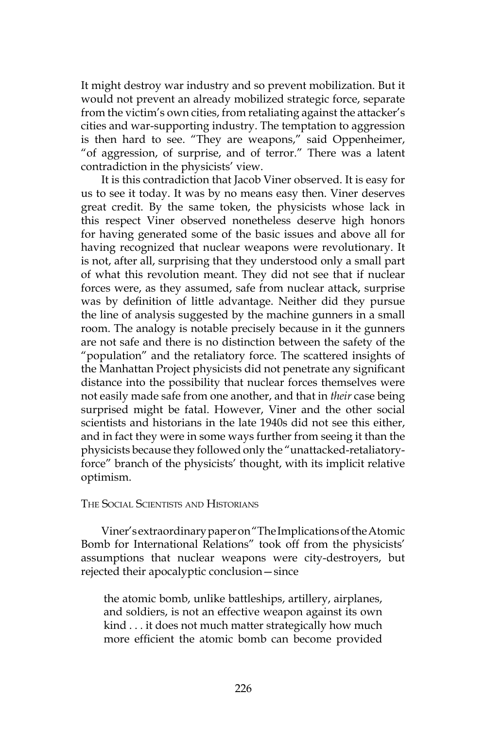It might destroy war industry and so prevent mobilization. But it would not prevent an already mobilized strategic force, separate from the victim's own cities, from retaliating against the attacker's cities and war-supporting industry. The temptation to aggression is then hard to see. "They are weapons," said Oppenheimer, "of aggression, of surprise, and of terror." There was a latent contradiction in the physicists' view.

It is this contradiction that Jacob Viner observed. It is easy for us to see it today. It was by no means easy then. Viner deserves great credit. By the same token, the physicists whose lack in this respect Viner observed nonetheless deserve high honors for having generated some of the basic issues and above all for having recognized that nuclear weapons were revolutionary. It is not, after all, surprising that they understood only a small part of what this revolution meant. They did not see that if nuclear forces were, as they assumed, safe from nuclear attack, surprise was by definition of little advantage. Neither did they pursue the line of analysis suggested by the machine gunners in a small room. The analogy is notable precisely because in it the gunners are not safe and there is no distinction between the safety of the "population" and the retaliatory force. The scattered insights of the Manhattan Project physicists did not penetrate any significant distance into the possibility that nuclear forces themselves were not easily made safe from one another, and that in *their* case being surprised might be fatal. However, Viner and the other social scientists and historians in the late 1940s did not see this either, and in fact they were in some ways further from seeing it than the physicists because they followed only the "unattacked-retaliatory-force" branch of the physicists' thought, with its implicit relative optimism.

## The Social Scientists and Historians

Viner's extraordinary paper on "The Implications of the Atomic Bomb for International Relations" took off from the physicists' assumptions that nuclear weapons were city-destroyers, but rejected their apocalyptic conclusion—since

> the atomic bomb, unlike battleships, artillery, airplanes, and soldiers, is not an effective weapon against its own kind . . . it does not much matter strategically how much more efficient the atomic bomb can become provided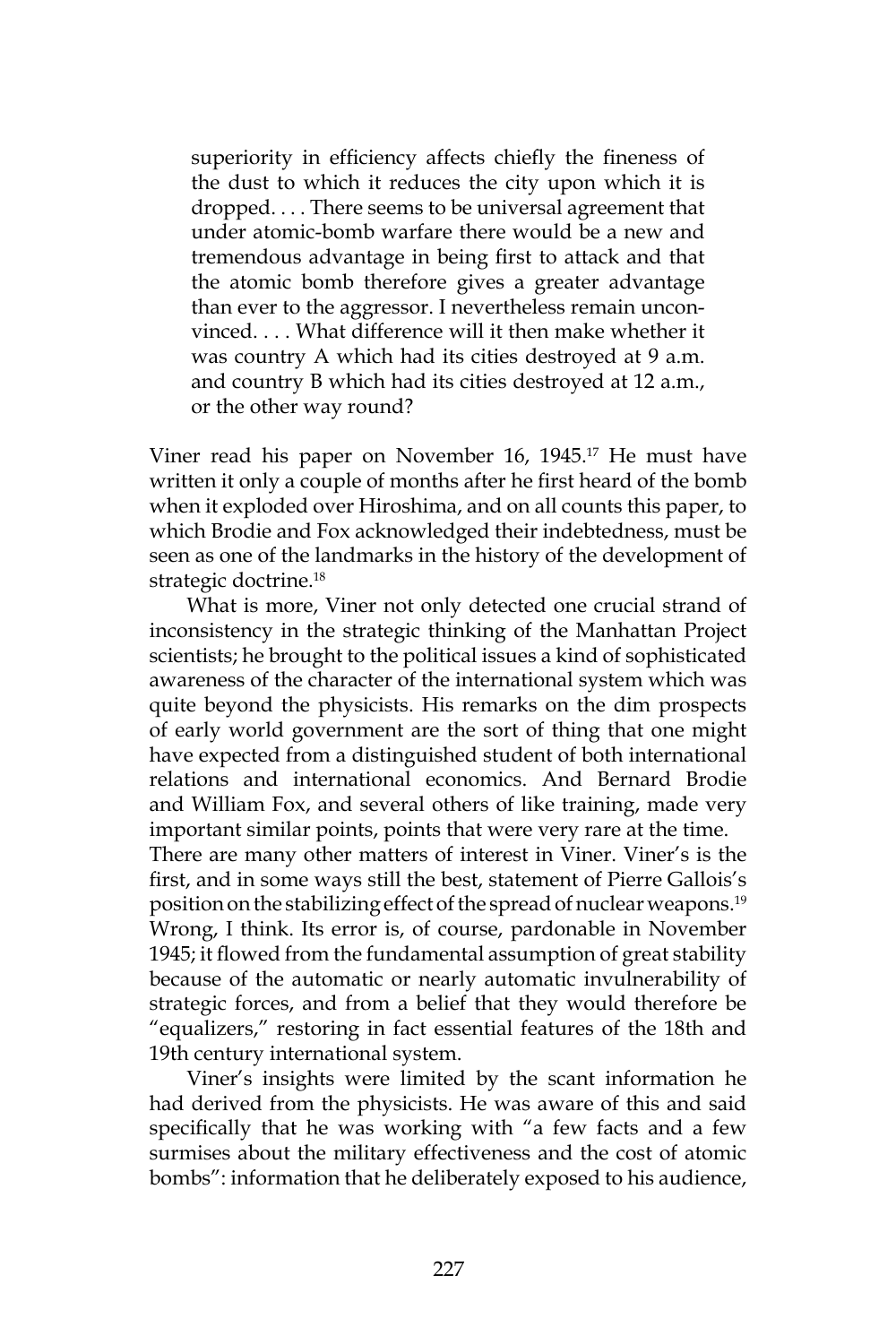> superiority in efficiency affects chiefly the fineness of the dust to which it reduces the city upon which it is dropped. . . . There seems to be universal agreement that under atomic-bomb warfare there would be a new and tremendous advantage in being first to attack and that the atomic bomb therefore gives a greater advantage than ever to the aggressor. I nevertheless remain unconvinced. . . . What difference will it then make whether it was country A which had its cities destroyed at 9 a.m. and country B which had its cities destroyed at 12 a.m., or the other way round?

Viner read his paper on November 16, 1945.[17] He must have written it only a couple of months after he first heard of the bomb when it exploded over Hiroshima, and on all counts this paper, to which Brodie and Fox acknowledged their indebtedness, must be seen as one of the landmarks in the history of the development of strategic doctrine.[18]

What is more, Viner not only detected one crucial strand of inconsistency in the strategic thinking of the Manhattan Project scientists; he brought to the political issues a kind of sophisticated awareness of the character of the international system which was quite beyond the physicists. His remarks on the dim prospects of early world government are the sort of thing that one might have expected from a distinguished student of both international relations and international economics. And Bernard Brodie and William Fox, and several others of like training, made very important similar points, points that were very rare at the time.

There are many other matters of interest in Viner. Viner's is the first, and in some ways still the best, statement of Pierre Gallois's position on the stabilizing effect of the spread of nuclear weapons.[19] Wrong, I think. Its error is, of course, pardonable in November 1945; it flowed from the fundamental assumption of great stability because of the automatic or nearly automatic invulnerability of strategic forces, and from a belief that they would therefore be "equalizers," restoring in fact essential features of the 18th and 19th century international system.

Viner's insights were limited by the scant information he had derived from the physicists. He was aware of this and said specifically that he was working with "a few facts and a few surmises about the military effectiveness and the cost of atomic bombs": information that he deliberately exposed to his audience,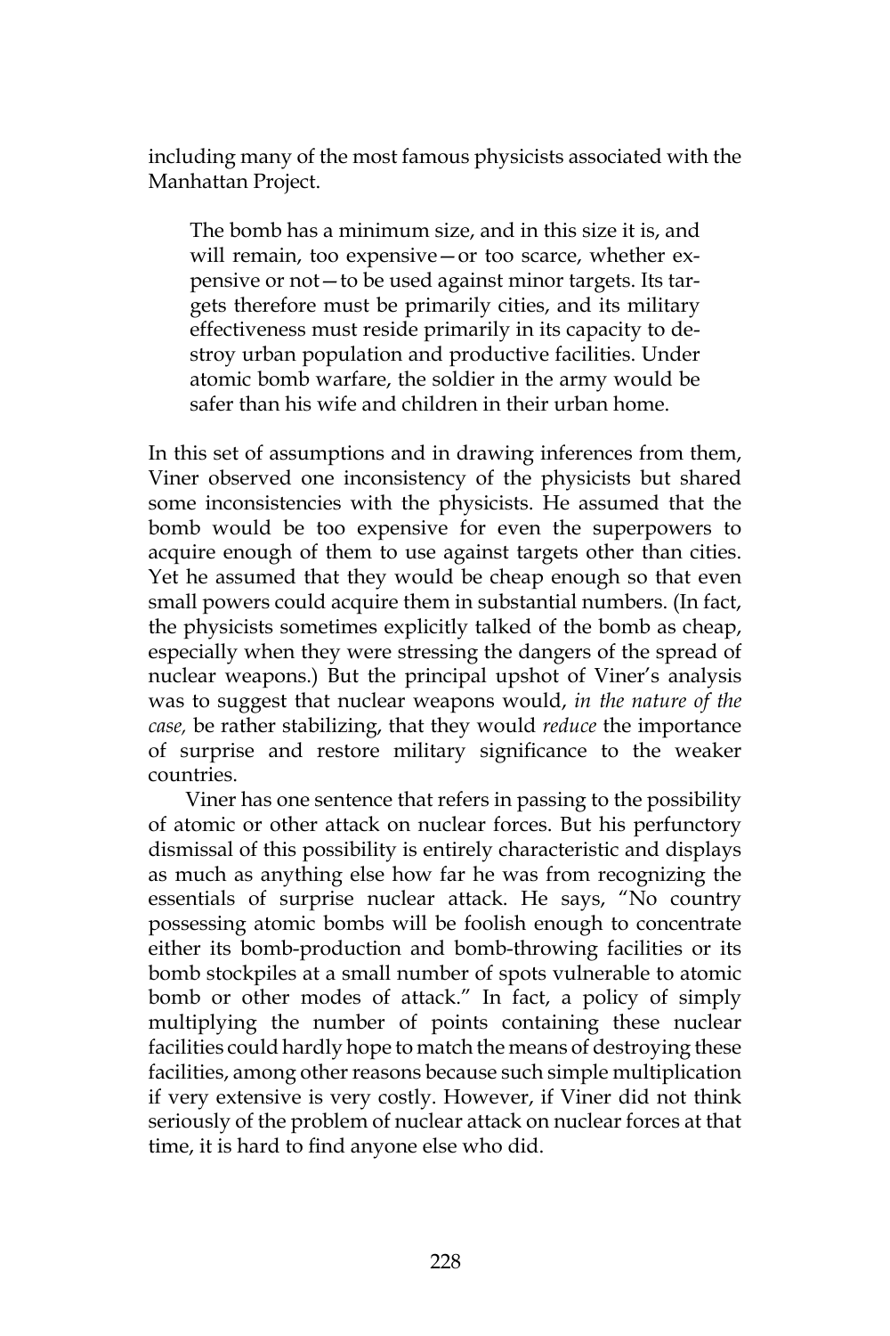including many of the most famous physicists associated with the Manhattan Project.

> The bomb has a minimum size, and in this size it is, and will remain, too expensive—or too scarce, whether expensive or not—to be used against minor targets. Its targets therefore must be primarily cities, and its military effectiveness must reside primarily in its capacity to destroy urban population and productive facilities. Under atomic bomb warfare, the soldier in the army would be safer than his wife and children in their urban home.

In this set of assumptions and in drawing inferences from them, Viner observed one inconsistency of the physicists but shared some inconsistencies with the physicists. He assumed that the bomb would be too expensive for even the superpowers to acquire enough of them to use against targets other than cities. Yet he assumed that they would be cheap enough so that even small powers could acquire them in substantial numbers. (In fact, the physicists sometimes explicitly talked of the bomb as cheap, especially when they were stressing the dangers of the spread of nuclear weapons.) But the principal upshot of Viner's analysis was to suggest that nuclear weapons would, *in the nature of the case,* be rather stabilizing, that they would *reduce* the importance of surprise and restore military significance to the weaker countries.

Viner has one sentence that refers in passing to the possibility of atomic or other attack on nuclear forces. But his perfunctory dismissal of this possibility is entirely characteristic and displays as much as anything else how far he was from recognizing the essentials of surprise nuclear attack. He says, "No country possessing atomic bombs will be foolish enough to concentrate either its bomb-production and bomb-throwing facilities or its bomb stockpiles at a small number of spots vulnerable to atomic bomb or other modes of attack." In fact, a policy of simply multiplying the number of points containing these nuclear facilities could hardly hope to match the means of destroying these facilities, among other reasons because such simple multiplication if very extensive is very costly. However, if Viner did not think seriously of the problem of nuclear attack on nuclear forces at that time, it is hard to find anyone else who did.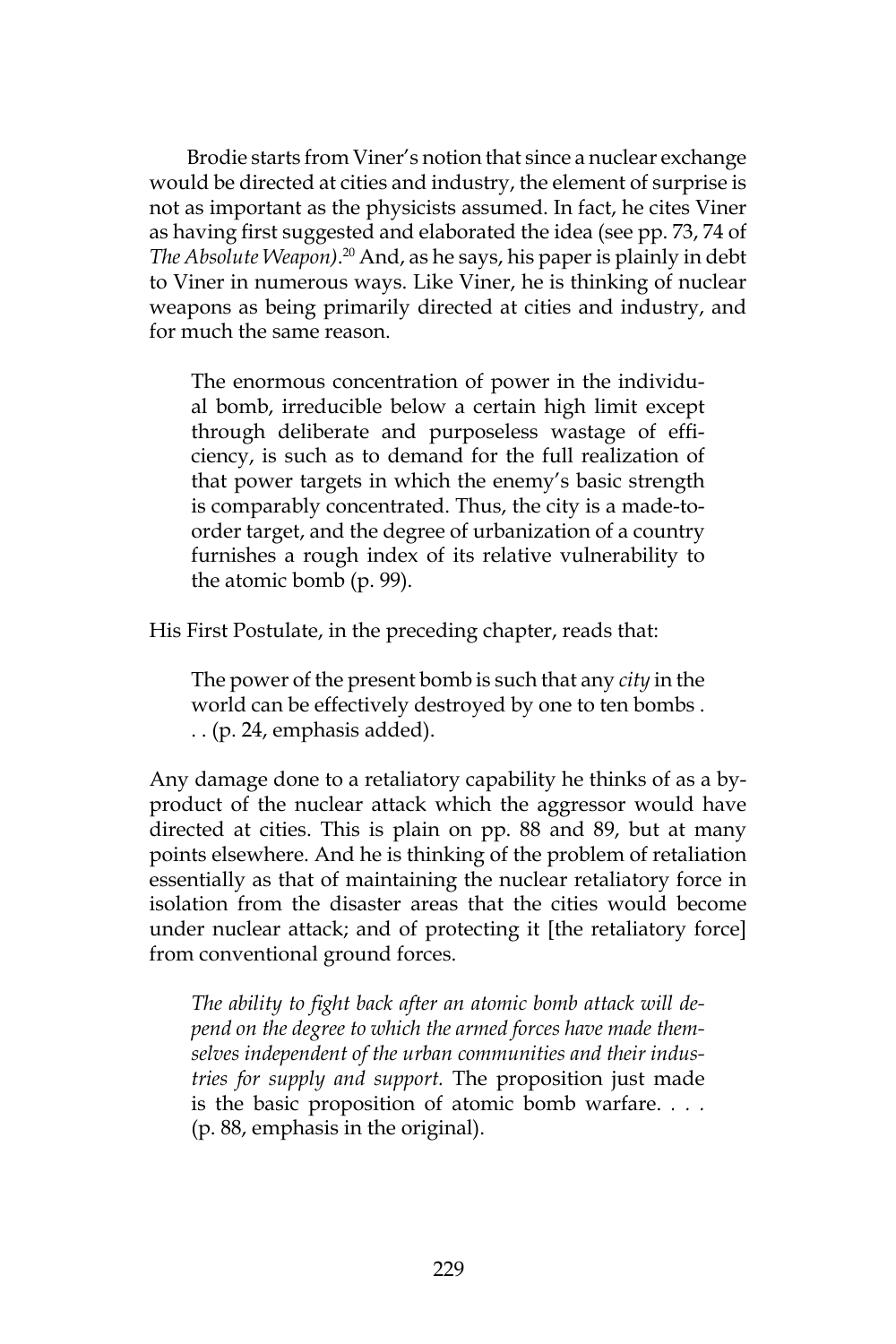Brodie starts from Viner's notion that since a nuclear exchange would be directed at cities and industry, the element of surprise is not as important as the physicists assumed. In fact, he cites Viner as having first suggested and elaborated the idea (see pp. 73, 74 of *The Absolute Weapon)*.[20] And, as he says, his paper is plainly in debt to Viner in numerous ways. Like Viner, he is thinking of nuclear weapons as being primarily directed at cities and industry, and for much the same reason.

> The enormous concentration of power in the individual bomb, irreducible below a certain high limit except through deliberate and purposeless wastage of efficiency, is such as to demand for the full realization of that power targets in which the enemy's basic strength is comparably concentrated. Thus, the city is a made-to-order target, and the degree of urbanization of a country furnishes a rough index of its relative vulnerability to the atomic bomb (p. 99).

His First Postulate, in the preceding chapter, reads that:

> The power of the present bomb is such that any *city* in the world can be effectively destroyed by one to ten bombs . . . (p. 24, emphasis added).

Any damage done to a retaliatory capability he thinks of as a by-product of the nuclear attack which the aggressor would have directed at cities. This is plain on pp. 88 and 89, but at many points elsewhere. And he is thinking of the problem of retaliation essentially as that of maintaining the nuclear retaliatory force in isolation from the disaster areas that the cities would become under nuclear attack; and of protecting it [the retaliatory force] from conventional ground forces.

> *The ability to fight back after an atomic bomb attack will depend on the degree to which the armed forces have made themselves independent of the urban communities and their industries for supply and support.* The proposition just made is the basic proposition of atomic bomb warfare. . . . (p. 88, emphasis in the original).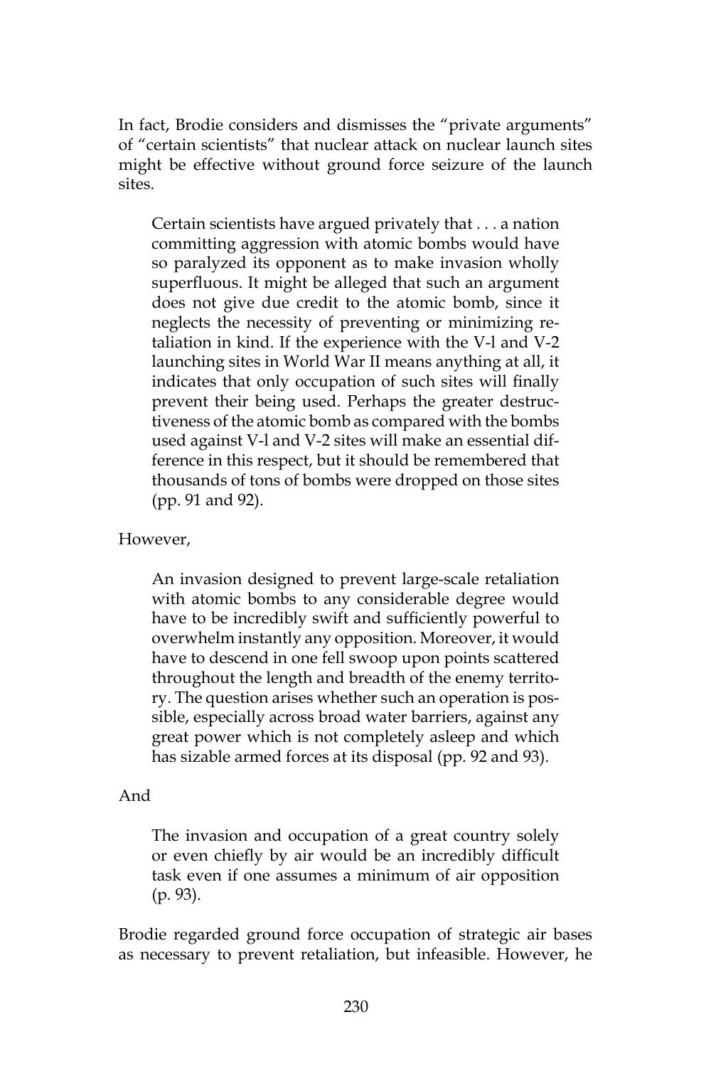In fact, Brodie considers and dismisses the "private arguments" of "certain scientists" that nuclear attack on nuclear launch sites might be effective without ground force seizure of the launch sites.

> Certain scientists have argued privately that . . . a nation committing aggression with atomic bombs would have so paralyzed its opponent as to make invasion wholly superfluous. It might be alleged that such an argument does not give due credit to the atomic bomb, since it neglects the necessity of preventing or minimizing retaliation in kind. If the experience with the V-l and V-2 launching sites in World War II means anything at all, it indicates that only occupation of such sites will finally prevent their being used. Perhaps the greater destructiveness of the atomic bomb as compared with the bombs used against V-l and V-2 sites will make an essential difference in this respect, but it should be remembered that thousands of tons of bombs were dropped on those sites (pp. 91 and 92).

However,

> An invasion designed to prevent large-scale retaliation with atomic bombs to any considerable degree would have to be incredibly swift and sufficiently powerful to overwhelm instantly any opposition. Moreover, it would have to descend in one fell swoop upon points scattered throughout the length and breadth of the enemy territory. The question arises whether such an operation is possible, especially across broad water barriers, against any great power which is not completely asleep and which has sizable armed forces at its disposal (pp. 92 and 93).

And

> The invasion and occupation of a great country solely or even chiefly by air would be an incredibly difficult task even if one assumes a minimum of air opposition (p. 93).

Brodie regarded ground force occupation of strategic air bases as necessary to prevent retaliation, but infeasible. However, he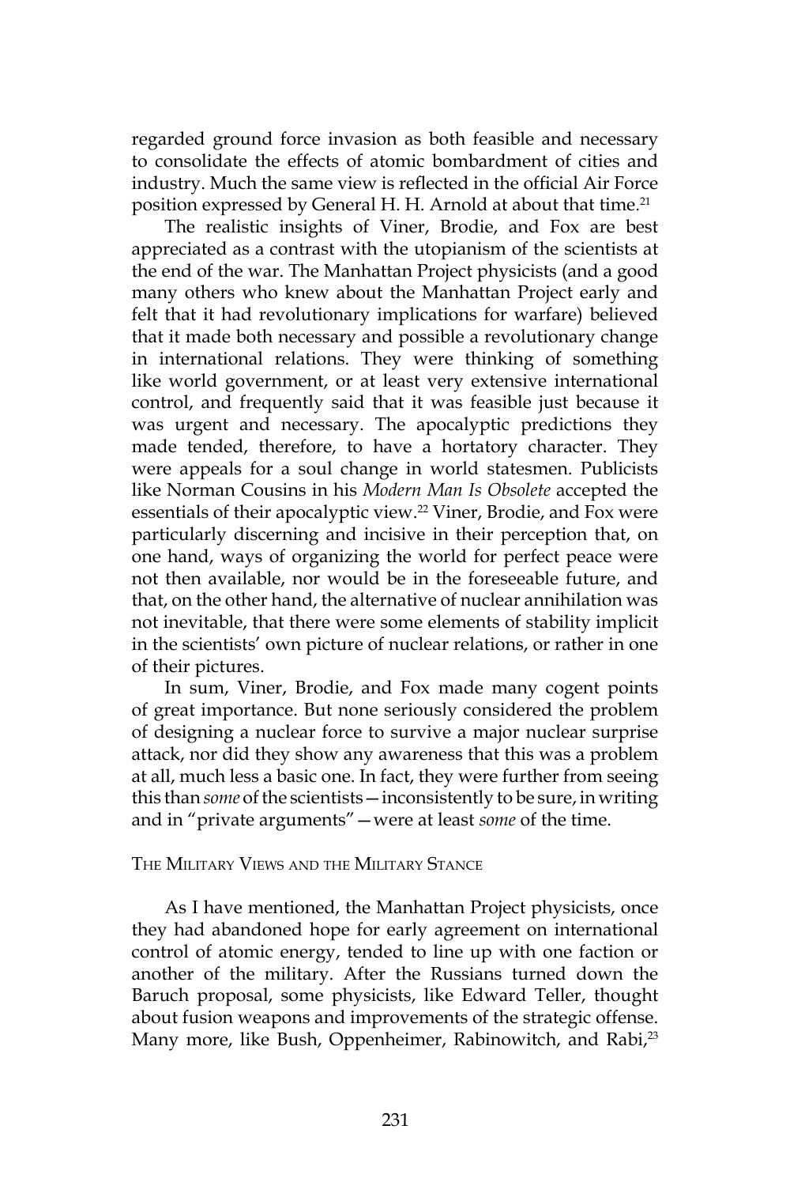regarded ground force invasion as both feasible and necessary to consolidate the effects of atomic bombardment of cities and industry. Much the same view is reflected in the official Air Force position expressed by General H. H. Arnold at about that time.[21]

The realistic insights of Viner, Brodie, and Fox are best appreciated as a contrast with the utopianism of the scientists at the end of the war. The Manhattan Project physicists (and a good many others who knew about the Manhattan Project early and felt that it had revolutionary implications for warfare) believed that it made both necessary and possible a revolutionary change in international relations. They were thinking of something like world government, or at least very extensive international control, and frequently said that it was feasible just because it was urgent and necessary. The apocalyptic predictions they made tended, therefore, to have a hortatory character. They were appeals for a soul change in world statesmen. Publicists like Norman Cousins in his *Modern Man Is Obsolete* accepted the essentials of their apocalyptic view.[22] Viner, Brodie, and Fox were particularly discerning and incisive in their perception that, on one hand, ways of organizing the world for perfect peace were not then available, nor would be in the foreseeable future, and that, on the other hand, the alternative of nuclear annihilation was not inevitable, that there were some elements of stability implicit in the scientists' own picture of nuclear relations, or rather in one of their pictures.

In sum, Viner, Brodie, and Fox made many cogent points of great importance. But none seriously considered the problem of designing a nuclear force to survive a major nuclear surprise attack, nor did they show any awareness that this was a problem at all, much less a basic one. In fact, they were further from seeing this than *some* of the scientists—inconsistently to be sure, in writing and in "private arguments"—were at least *some* of the time.

## The Military Views and the Military Stance

As I have mentioned, the Manhattan Project physicists, once they had abandoned hope for early agreement on international control of atomic energy, tended to line up with one faction or another of the military. After the Russians turned down the Baruch proposal, some physicists, like Edward Teller, thought about fusion weapons and improvements of the strategic offense. Many more, like Bush, Oppenheimer, Rabinowitch, and Rabi,[23]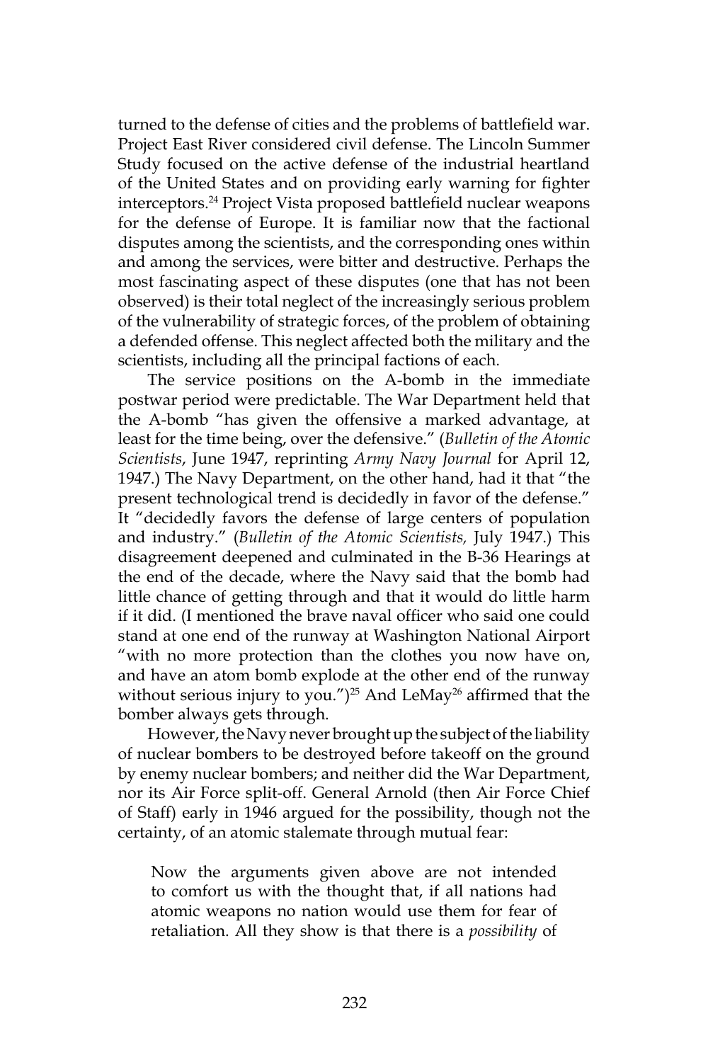turned to the defense of cities and the problems of battlefield war. Project East River considered civil defense. The Lincoln Summer Study focused on the active defense of the industrial heartland of the United States and on providing early warning for fighter interceptors.[24] Project Vista proposed battlefield nuclear weapons for the defense of Europe. It is familiar now that the factional disputes among the scientists, and the corresponding ones within and among the services, were bitter and destructive. Perhaps the most fascinating aspect of these disputes (one that has not been observed) is their total neglect of the increasingly serious problem of the vulnerability of strategic forces, of the problem of obtaining a defended offense. This neglect affected both the military and the scientists, including all the principal factions of each.

The service positions on the A-bomb in the immediate postwar period were predictable. The War Department held that the A-bomb "has given the offensive a marked advantage, at least for the time being, over the defensive." (*Bulletin of the Atomic Scientists*, June 1947, reprinting *Army Navy Journal* for April 12, 1947.) The Navy Department, on the other hand, had it that "the present technological trend is decidedly in favor of the defense." It "decidedly favors the defense of large centers of population and industry." (*Bulletin of the Atomic Scientists,* July 1947.) This disagreement deepened and culminated in the B-36 Hearings at the end of the decade, where the Navy said that the bomb had little chance of getting through and that it would do little harm if it did. (I mentioned the brave naval officer who said one could stand at one end of the runway at Washington National Airport "with no more protection than the clothes you now have on, and have an atom bomb explode at the other end of the runway without serious injury to you.")[25] And LeMay[26] affirmed that the bomber always gets through.

However, the Navy never brought up the subject of the liability of nuclear bombers to be destroyed before takeoff on the ground by enemy nuclear bombers; and neither did the War Department, nor its Air Force split-off. General Arnold (then Air Force Chief of Staff) early in 1946 argued for the possibility, though not the certainty, of an atomic stalemate through mutual fear:

> Now the arguments given above are not intended to comfort us with the thought that, if all nations had atomic weapons no nation would use them for fear of retaliation. All they show is that there is a *possibility* of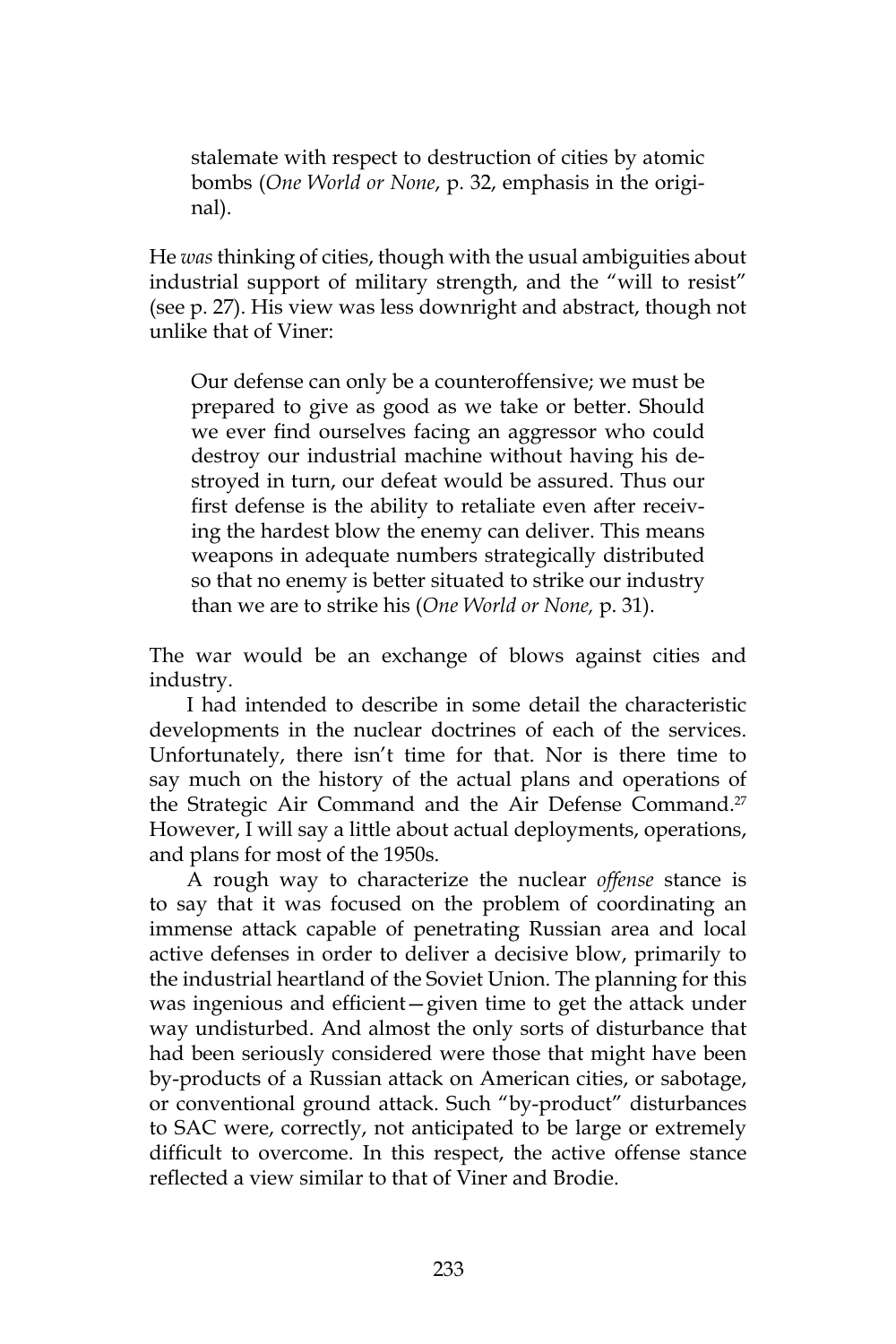> stalemate with respect to destruction of cities by atomic bombs (*One World or None*, p. 32, emphasis in the original).

He *was* thinking of cities, though with the usual ambiguities about industrial support of military strength, and the "will to resist" (see p. 27). His view was less downright and abstract, though not unlike that of Viner:

> Our defense can only be a counteroffensive; we must be prepared to give as good as we take or better. Should we ever find ourselves facing an aggressor who could destroy our industrial machine without having his destroyed in turn, our defeat would be assured. Thus our first defense is the ability to retaliate even after receiving the hardest blow the enemy can deliver. This means weapons in adequate numbers strategically distributed so that no enemy is better situated to strike our industry than we are to strike his (*One World or None,* p. 31).

The war would be an exchange of blows against cities and industry.

I had intended to describe in some detail the characteristic developments in the nuclear doctrines of each of the services. Unfortunately, there isn't time for that. Nor is there time to say much on the history of the actual plans and operations of the Strategic Air Command and the Air Defense Command.[27] However, I will say a little about actual deployments, operations, and plans for most of the 1950s.

A rough way to characterize the nuclear *offense* stance is to say that it was focused on the problem of coordinating an immense attack capable of penetrating Russian area and local active defenses in order to deliver a decisive blow, primarily to the industrial heartland of the Soviet Union. The planning for this was ingenious and efficient—given time to get the attack under way undisturbed. And almost the only sorts of disturbance that had been seriously considered were those that might have been by-products of a Russian attack on American cities, or sabotage, or conventional ground attack. Such "by-product" disturbances to SAC were, correctly, not anticipated to be large or extremely difficult to overcome. In this respect, the active offense stance reflected a view similar to that of Viner and Brodie.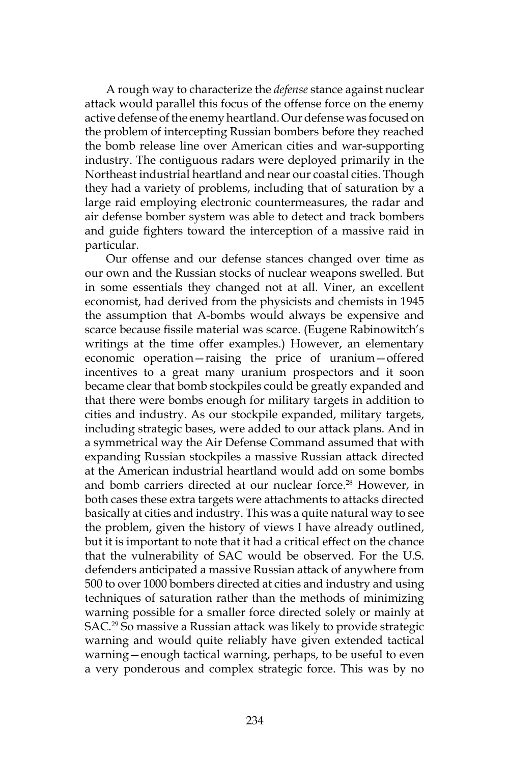A rough way to characterize the *defense* stance against nuclear attack would parallel this focus of the offense force on the enemy active defense of the enemy heartland. Our defense was focused on the problem of intercepting Russian bombers before they reached the bomb release line over American cities and war-supporting industry. The contiguous radars were deployed primarily in the Northeast industrial heartland and near our coastal cities. Though they had a variety of problems, including that of saturation by a large raid employing electronic countermeasures, the radar and air defense bomber system was able to detect and track bombers and guide fighters toward the interception of a massive raid in particular.

Our offense and our defense stances changed over time as our own and the Russian stocks of nuclear weapons swelled. But in some essentials they changed not at all. Viner, an excellent economist, had derived from the physicists and chemists in 1945 the assumption that A-bombs would always be expensive and scarce because fissile material was scarce. (Eugene Rabinowitch's writings at the time offer examples.) However, an elementary economic operation—raising the price of uranium—offered incentives to a great many uranium prospectors and it soon became clear that bomb stockpiles could be greatly expanded and that there were bombs enough for military targets in addition to cities and industry. As our stockpile expanded, military targets, including strategic bases, were added to our attack plans. And in a symmetrical way the Air Defense Command assumed that with expanding Russian stockpiles a massive Russian attack directed at the American industrial heartland would add on some bombs and bomb carriers directed at our nuclear force.[28] However, in both cases these extra targets were attachments to attacks directed basically at cities and industry. This was a quite natural way to see the problem, given the history of views I have already outlined, but it is important to note that it had a critical effect on the chance that the vulnerability of SAC would be observed. For the U.S. defenders anticipated a massive Russian attack of anywhere from 500 to over 1000 bombers directed at cities and industry and using techniques of saturation rather than the methods of minimizing warning possible for a smaller force directed solely or mainly at SAC.[29] So massive a Russian attack was likely to provide strategic warning and would quite reliably have given extended tactical warning—enough tactical warning, perhaps, to be useful to even a very ponderous and complex strategic force. This was by no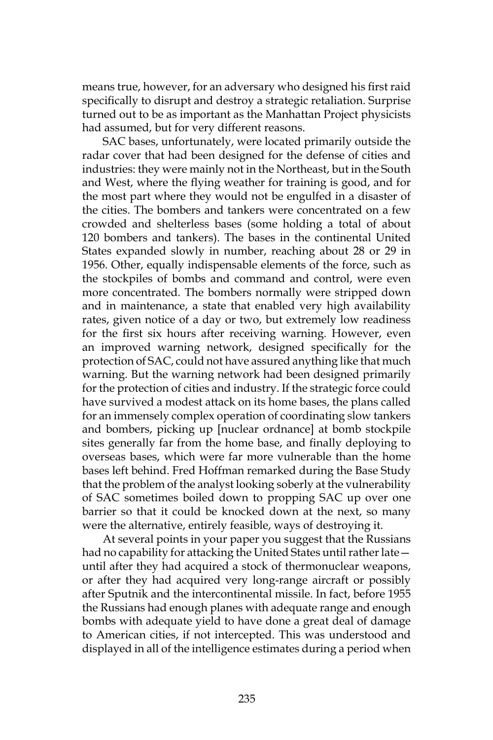means true, however, for an adversary who designed his first raid specifically to disrupt and destroy a strategic retaliation. Surprise turned out to be as important as the Manhattan Project physicists had assumed, but for very different reasons.

SAC bases, unfortunately, were located primarily outside the radar cover that had been designed for the defense of cities and industries: they were mainly not in the Northeast, but in the South and West, where the flying weather for training is good, and for the most part where they would not be engulfed in a disaster of the cities. The bombers and tankers were concentrated on a few crowded and shelterless bases (some holding a total of about 120 bombers and tankers). The bases in the continental United States expanded slowly in number, reaching about 28 or 29 in 1956. Other, equally indispensable elements of the force, such as the stockpiles of bombs and command and control, were even more concentrated. The bombers normally were stripped down and in maintenance, a state that enabled very high availability rates, given notice of a day or two, but extremely low readiness for the first six hours after receiving warning. However, even an improved warning network, designed specifically for the protection of SAC, could not have assured anything like that much warning. But the warning network had been designed primarily for the protection of cities and industry. If the strategic force could have survived a modest attack on its home bases, the plans called for an immensely complex operation of coordinating slow tankers and bombers, picking up [nuclear ordnance] at bomb stockpile sites generally far from the home base, and finally deploying to overseas bases, which were far more vulnerable than the home bases left behind. Fred Hoffman remarked during the Base Study that the problem of the analyst looking soberly at the vulnerability of SAC sometimes boiled down to propping SAC up over one barrier so that it could be knocked down at the next, so many were the alternative, entirely feasible, ways of destroying it.

At several points in your paper you suggest that the Russians had no capability for attacking the United States until rather late—until after they had acquired a stock of thermonuclear weapons, or after they had acquired very long-range aircraft or possibly after Sputnik and the intercontinental missile. In fact, before 1955 the Russians had enough planes with adequate range and enough bombs with adequate yield to have done a great deal of damage to American cities, if not intercepted. This was understood and displayed in all of the intelligence estimates during a period when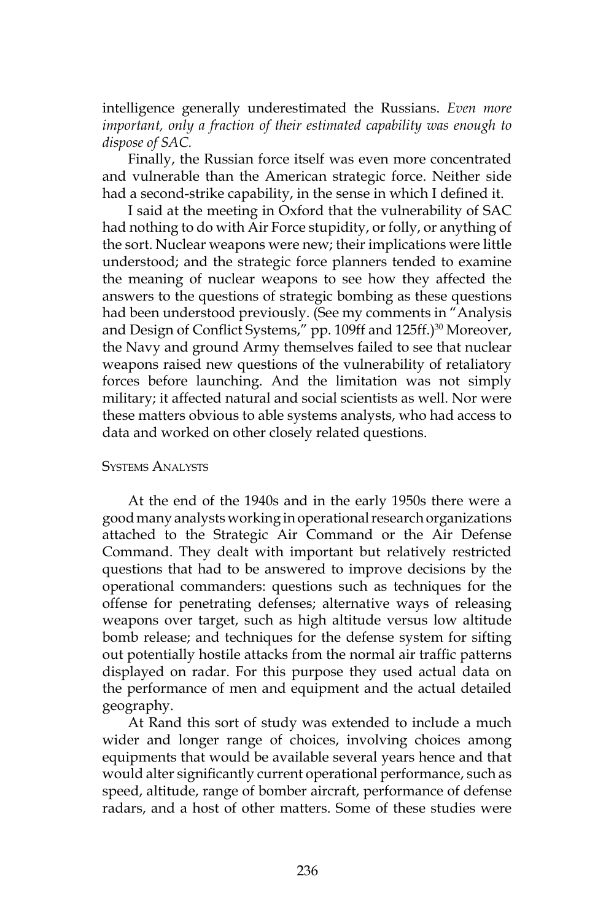intelligence generally underestimated the Russians. *Even more important, only a fraction of their estimated capability was enough to dispose of SAC.*

Finally, the Russian force itself was even more concentrated and vulnerable than the American strategic force. Neither side had a second-strike capability, in the sense in which I defined it.

I said at the meeting in Oxford that the vulnerability of SAC had nothing to do with Air Force stupidity, or folly, or anything of the sort. Nuclear weapons were new; their implications were little understood; and the strategic force planners tended to examine the meaning of nuclear weapons to see how they affected the answers to the questions of strategic bombing as these questions had been understood previously. (See my comments in "Analysis and Design of Conflict Systems," pp. 109ff and 125ff.)[30] Moreover, the Navy and ground Army themselves failed to see that nuclear weapons raised new questions of the vulnerability of retaliatory forces before launching. And the limitation was not simply military; it affected natural and social scientists as well. Nor were these matters obvious to able systems analysts, who had access to data and worked on other closely related questions.

### Systems Analysts

At the end of the 1940s and in the early 1950s there were a good many analysts working in operational research organizations attached to the Strategic Air Command or the Air Defense Command. They dealt with important but relatively restricted questions that had to be answered to improve decisions by the operational commanders: questions such as techniques for the offense for penetrating defenses; alternative ways of releasing weapons over target, such as high altitude versus low altitude bomb release; and techniques for the defense system for sifting out potentially hostile attacks from the normal air traffic patterns displayed on radar. For this purpose they used actual data on the performance of men and equipment and the actual detailed geography.

At Rand this sort of study was extended to include a much wider and longer range of choices, involving choices among equipments that would be available several years hence and that would alter significantly current operational performance, such as speed, altitude, range of bomber aircraft, performance of defense radars, and a host of other matters. Some of these studies were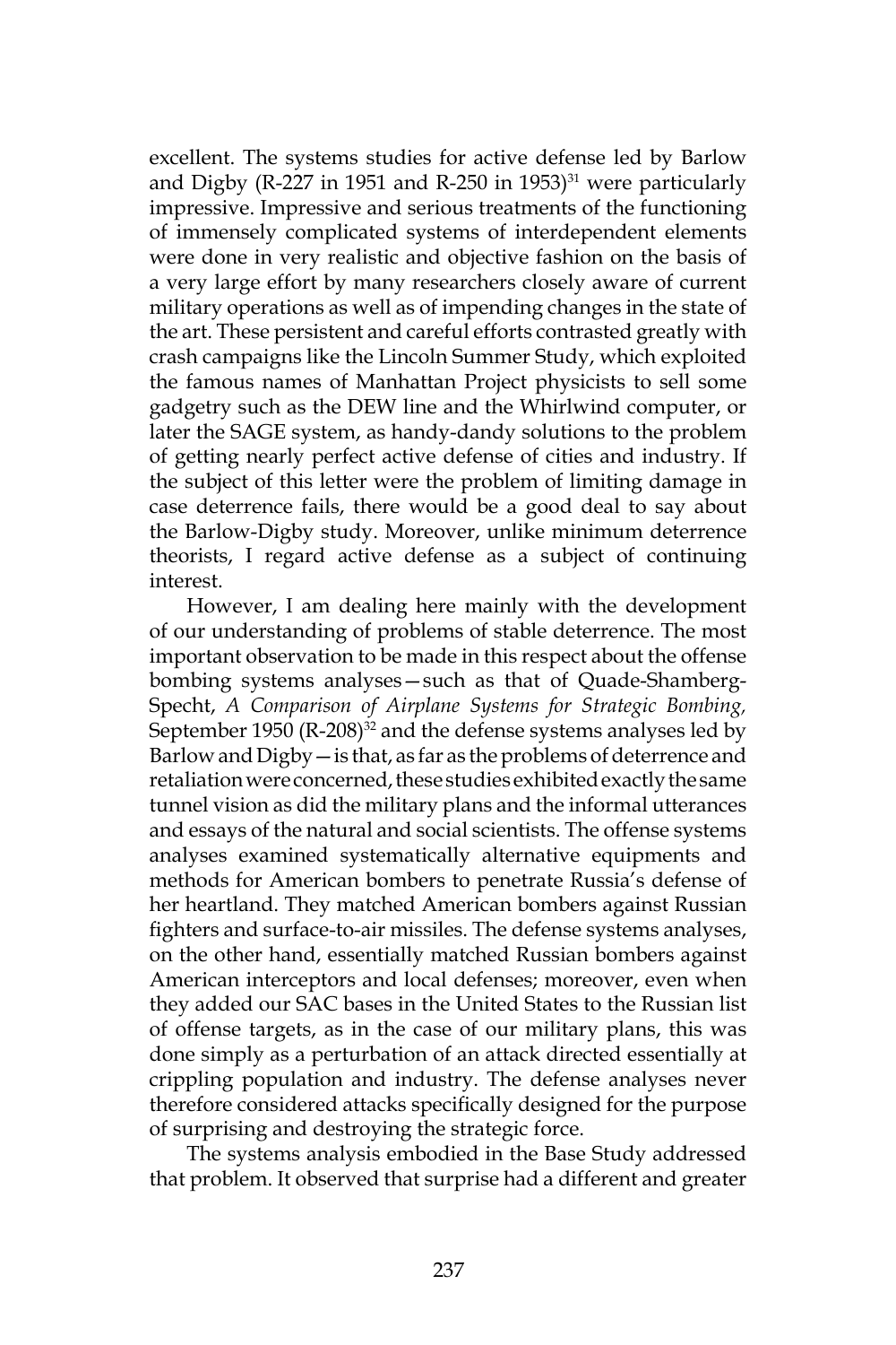excellent. The systems studies for active defense led by Barlow and Digby (R-227 in 1951 and R-250 in 1953)[31] were particularly impressive. Impressive and serious treatments of the functioning of immensely complicated systems of interdependent elements were done in very realistic and objective fashion on the basis of a very large effort by many researchers closely aware of current military operations as well as of impending changes in the state of the art. These persistent and careful efforts contrasted greatly with crash campaigns like the Lincoln Summer Study, which exploited the famous names of Manhattan Project physicists to sell some gadgetry such as the DEW line and the Whirlwind computer, or later the SAGE system, as handy-dandy solutions to the problem of getting nearly perfect active defense of cities and industry. If the subject of this letter were the problem of limiting damage in case deterrence fails, there would be a good deal to say about the Barlow-Digby study. Moreover, unlike minimum deterrence theorists, I regard active defense as a subject of continuing interest.

However, I am dealing here mainly with the development of our understanding of problems of stable deterrence. The most important observation to be made in this respect about the offense bombing systems analyses—such as that of Quade-Shamberg-Specht, *A Comparison of Airplane Systems for Strategic Bombing,* September 1950 (R-208)[32] and the defense systems analyses led by Barlow and Digby—is that, as far as the problems of deterrence and retaliation were concerned, these studies exhibited exactly the same tunnel vision as did the military plans and the informal utterances and essays of the natural and social scientists. The offense systems analyses examined systematically alternative equipments and methods for American bombers to penetrate Russia's defense of her heartland. They matched American bombers against Russian fighters and surface-to-air missiles. The defense systems analyses, on the other hand, essentially matched Russian bombers against American interceptors and local defenses; moreover, even when they added our SAC bases in the United States to the Russian list of offense targets, as in the case of our military plans, this was done simply as a perturbation of an attack directed essentially at crippling population and industry. The defense analyses never therefore considered attacks specifically designed for the purpose of surprising and destroying the strategic force.

The systems analysis embodied in the Base Study addressed that problem. It observed that surprise had a different and greater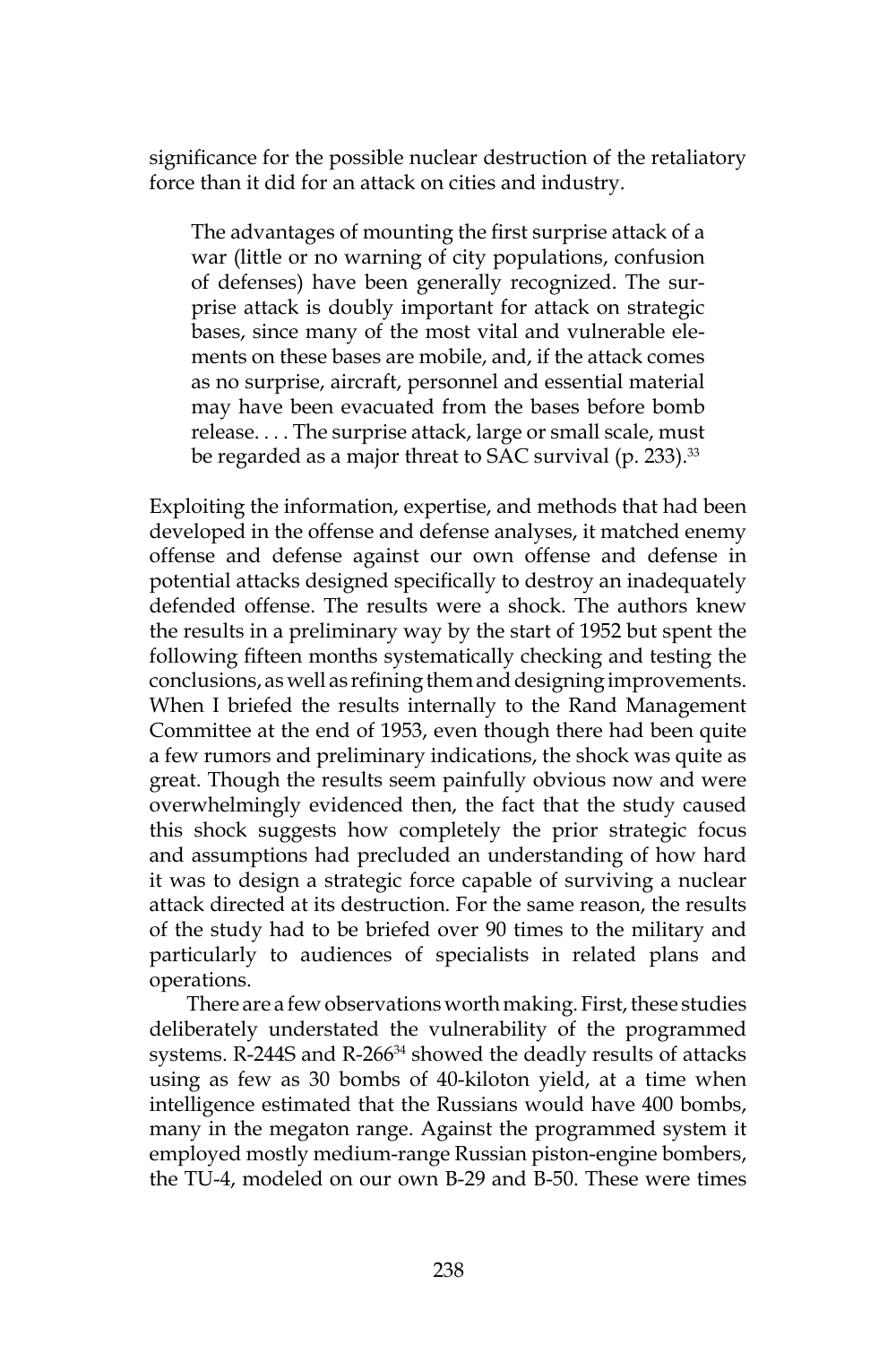significance for the possible nuclear destruction of the retaliatory force than it did for an attack on cities and industry.

> The advantages of mounting the first surprise attack of a war (little or no warning of city populations, confusion of defenses) have been generally recognized. The surprise attack is doubly important for attack on strategic bases, since many of the most vital and vulnerable elements on these bases are mobile, and, if the attack comes as no surprise, aircraft, personnel and essential material may have been evacuated from the bases before bomb release. . . . The surprise attack, large or small scale, must be regarded as a major threat to SAC survival (p. 233).[33]

Exploiting the information, expertise, and methods that had been developed in the offense and defense analyses, it matched enemy offense and defense against our own offense and defense in potential attacks designed specifically to destroy an inadequately defended offense. The results were a shock. The authors knew the results in a preliminary way by the start of 1952 but spent the following fifteen months systematically checking and testing the conclusions, as well as refining them and designing improvements. When I briefed the results internally to the Rand Management Committee at the end of 1953, even though there had been quite a few rumors and preliminary indications, the shock was quite as great. Though the results seem painfully obvious now and were overwhelmingly evidenced then, the fact that the study caused this shock suggests how completely the prior strategic focus and assumptions had precluded an understanding of how hard it was to design a strategic force capable of surviving a nuclear attack directed at its destruction. For the same reason, the results of the study had to be briefed over 90 times to the military and particularly to audiences of specialists in related plans and operations.

There are a few observations worth making. First, these studies deliberately understated the vulnerability of the programmed systems. R-244S and R-266[34] showed the deadly results of attacks using as few as 30 bombs of 40-kiloton yield, at a time when intelligence estimated that the Russians would have 400 bombs, many in the megaton range. Against the programmed system it employed mostly medium-range Russian piston-engine bombers, the TU-4, modeled on our own B-29 and B-50. These were times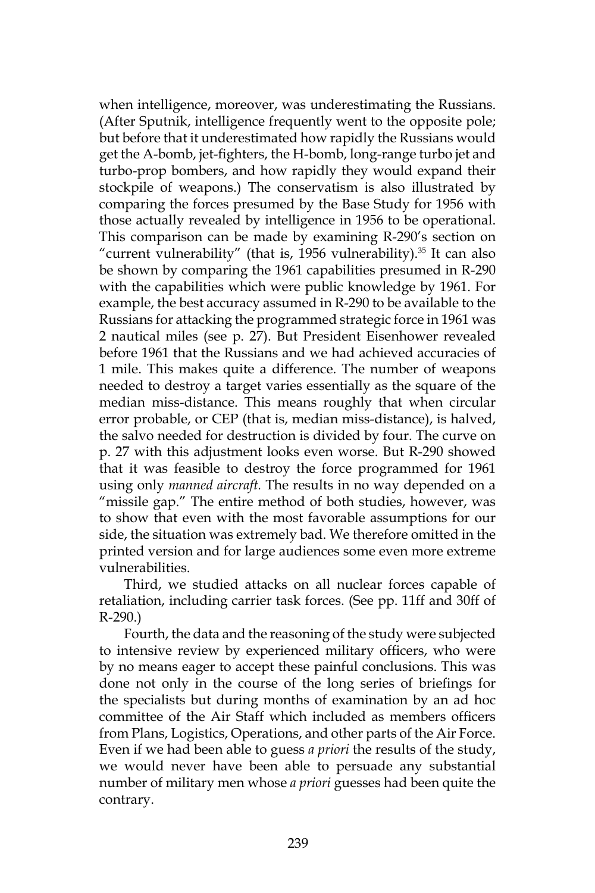when intelligence, moreover, was underestimating the Russians. (After Sputnik, intelligence frequently went to the opposite pole; but before that it underestimated how rapidly the Russians would get the A-bomb, jet-fighters, the H-bomb, long-range turbo jet and turbo-prop bombers, and how rapidly they would expand their stockpile of weapons.) The conservatism is also illustrated by comparing the forces presumed by the Base Study for 1956 with those actually revealed by intelligence in 1956 to be operational. This comparison can be made by examining R-290's section on "current vulnerability" (that is, 1956 vulnerability).[35] It can also be shown by comparing the 1961 capabilities presumed in R-290 with the capabilities which were public knowledge by 1961. For example, the best accuracy assumed in R-290 to be available to the Russians for attacking the programmed strategic force in 1961 was 2 nautical miles (see p. 27). But President Eisenhower revealed before 1961 that the Russians and we had achieved accuracies of 1 mile. This makes quite a difference. The number of weapons needed to destroy a target varies essentially as the square of the median miss-distance. This means roughly that when circular error probable, or CEP (that is, median miss-distance), is halved, the salvo needed for destruction is divided by four. The curve on p. 27 with this adjustment looks even worse. But R-290 showed that it was feasible to destroy the force programmed for 1961 using only *manned aircraft.* The results in no way depended on a "missile gap." The entire method of both studies, however, was to show that even with the most favorable assumptions for our side, the situation was extremely bad. We therefore omitted in the printed version and for large audiences some even more extreme vulnerabilities.

Third, we studied attacks on all nuclear forces capable of retaliation, including carrier task forces. (See pp. 11ff and 30ff of R-290.)

Fourth, the data and the reasoning of the study were subjected to intensive review by experienced military officers, who were by no means eager to accept these painful conclusions. This was done not only in the course of the long series of briefings for the specialists but during months of examination by an ad hoc committee of the Air Staff which included as members officers from Plans, Logistics, Operations, and other parts of the Air Force. Even if we had been able to guess *a priori* the results of the study, we would never have been able to persuade any substantial number of military men whose *a priori* guesses had been quite the contrary.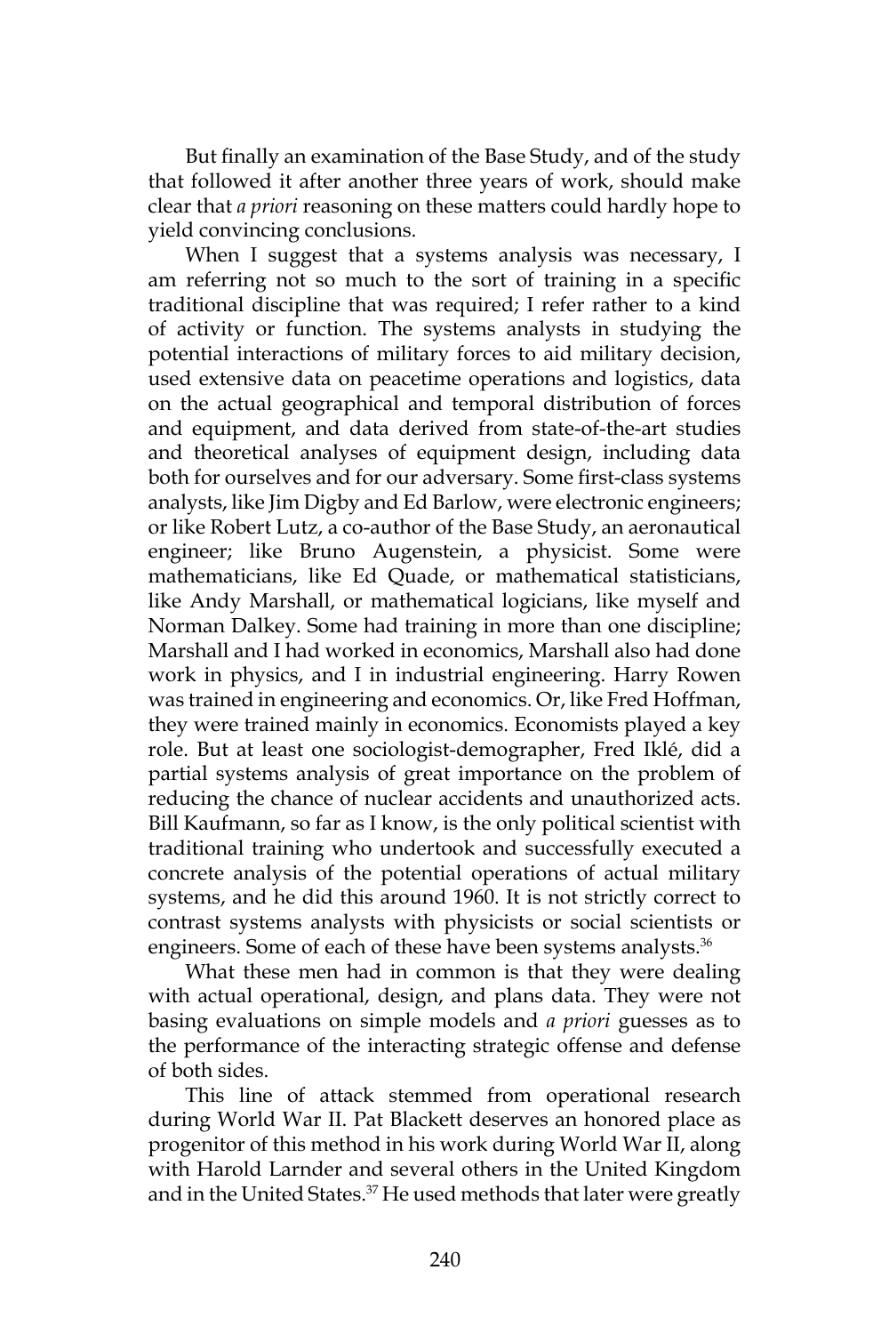But finally an examination of the Base Study, and of the study that followed it after another three years of work, should make clear that *a priori* reasoning on these matters could hardly hope to yield convincing conclusions.

When I suggest that a systems analysis was necessary, I am referring not so much to the sort of training in a specific traditional discipline that was required; I refer rather to a kind of activity or function. The systems analysts in studying the potential interactions of military forces to aid military decision, used extensive data on peacetime operations and logistics, data on the actual geographical and temporal distribution of forces and equipment, and data derived from state-of-the-art studies and theoretical analyses of equipment design, including data both for ourselves and for our adversary. Some first-class systems analysts, like Jim Digby and Ed Barlow, were electronic engineers; or like Robert Lutz, a co-author of the Base Study, an aeronautical engineer; like Bruno Augenstein, a physicist. Some were mathematicians, like Ed Quade, or mathematical statisticians, like Andy Marshall, or mathematical logicians, like myself and Norman Dalkey. Some had training in more than one discipline; Marshall and I had worked in economics, Marshall also had done work in physics, and I in industrial engineering. Harry Rowen was trained in engineering and economics. Or, like Fred Hoffman, they were trained mainly in economics. Economists played a key role. But at least one sociologist-demographer, Fred Iklé, did a partial systems analysis of great importance on the problem of reducing the chance of nuclear accidents and unauthorized acts. Bill Kaufmann, so far as I know, is the only political scientist with traditional training who undertook and successfully executed a concrete analysis of the potential operations of actual military systems, and he did this around 1960. It is not strictly correct to contrast systems analysts with physicists or social scientists or engineers. Some of each of these have been systems analysts.[36]

What these men had in common is that they were dealing with actual operational, design, and plans data. They were not basing evaluations on simple models and *a priori* guesses as to the performance of the interacting strategic offense and defense of both sides.

This line of attack stemmed from operational research during World War II. Pat Blackett deserves an honored place as progenitor of this method in his work during World War II, along with Harold Larnder and several others in the United Kingdom and in the United States.[37] He used methods that later were greatly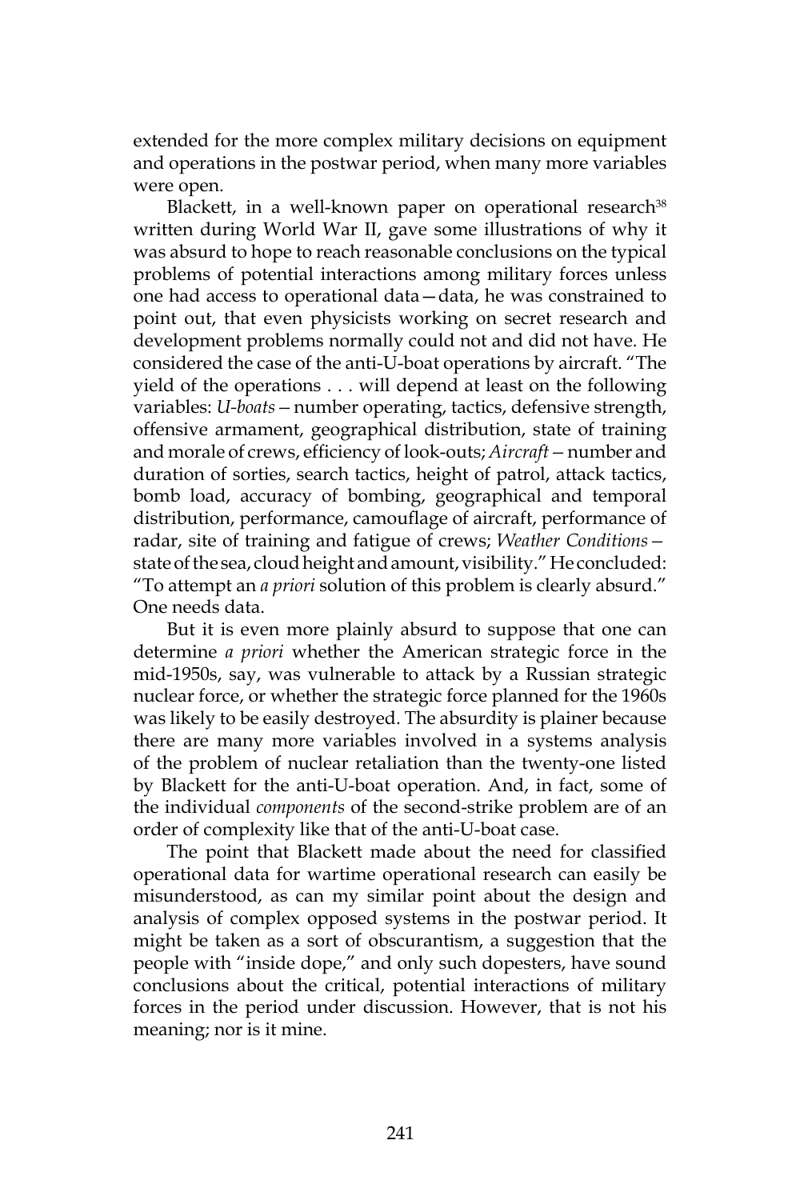extended for the more complex military decisions on equipment and operations in the postwar period, when many more variables were open.

Blackett, in a well-known paper on operational research[38] written during World War II, gave some illustrations of why it was absurd to hope to reach reasonable conclusions on the typical problems of potential interactions among military forces unless one had access to operational data—data, he was constrained to point out, that even physicists working on secret research and development problems normally could not and did not have. He considered the case of the anti-U-boat operations by aircraft. "The yield of the operations . . . will depend at least on the following variables: *U-boats*—number operating, tactics, defensive strength, offensive armament, geographical distribution, state of training and morale of crews, efficiency of look-outs; *Aircraft*—number and duration of sorties, search tactics, height of patrol, attack tactics, bomb load, accuracy of bombing, geographical and temporal distribution, performance, camouflage of aircraft, performance of radar, site of training and fatigue of crews; *Weather Conditions*—state of the sea, cloud height and amount, visibility." He concluded: "To attempt an *a priori* solution of this problem is clearly absurd." One needs data.

But it is even more plainly absurd to suppose that one can determine *a priori* whether the American strategic force in the mid-1950s, say, was vulnerable to attack by a Russian strategic nuclear force, or whether the strategic force planned for the 1960s was likely to be easily destroyed. The absurdity is plainer because there are many more variables involved in a systems analysis of the problem of nuclear retaliation than the twenty-one listed by Blackett for the anti-U-boat operation. And, in fact, some of the individual *components* of the second-strike problem are of an order of complexity like that of the anti-U-boat case.

The point that Blackett made about the need for classified operational data for wartime operational research can easily be misunderstood, as can my similar point about the design and analysis of complex opposed systems in the postwar period. It might be taken as a sort of obscurantism, a suggestion that the people with "inside dope," and only such dopesters, have sound conclusions about the critical, potential interactions of military forces in the period under discussion. However, that is not his meaning; nor is it mine.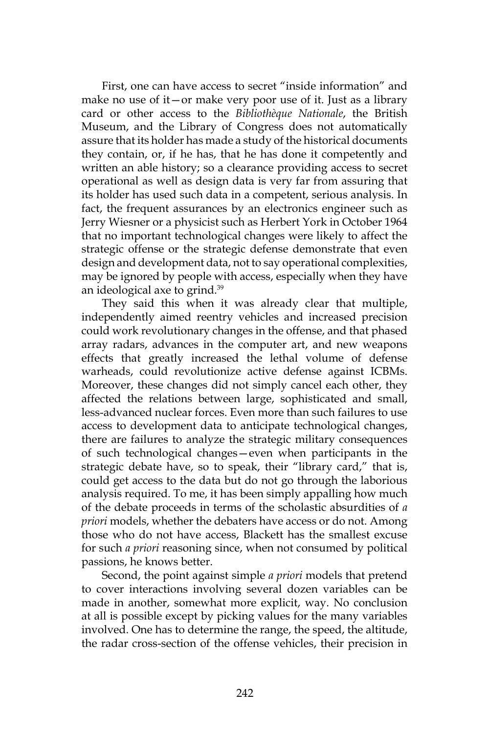First, one can have access to secret "inside information" and make no use of it—or make very poor use of it. Just as a library card or other access to the *Bibliothèque Nationale*, the British Museum, and the Library of Congress does not automatically assure that its holder has made a study of the historical documents they contain, or, if he has, that he has done it competently and written an able history; so a clearance providing access to secret operational as well as design data is very far from assuring that its holder has used such data in a competent, serious analysis. In fact, the frequent assurances by an electronics engineer such as Jerry Wiesner or a physicist such as Herbert York in October 1964 that no important technological changes were likely to affect the strategic offense or the strategic defense demonstrate that even design and development data, not to say operational complexities, may be ignored by people with access, especially when they have an ideological axe to grind.[39]

They said this when it was already clear that multiple, independently aimed reentry vehicles and increased precision could work revolutionary changes in the offense, and that phased array radars, advances in the computer art, and new weapons effects that greatly increased the lethal volume of defense warheads, could revolutionize active defense against ICBMs. Moreover, these changes did not simply cancel each other, they affected the relations between large, sophisticated and small, less-advanced nuclear forces. Even more than such failures to use access to development data to anticipate technological changes, there are failures to analyze the strategic military consequences of such technological changes—even when participants in the strategic debate have, so to speak, their "library card," that is, could get access to the data but do not go through the laborious analysis required. To me, it has been simply appalling how much of the debate proceeds in terms of the scholastic absurdities of *a priori* models, whether the debaters have access or do not. Among those who do not have access, Blackett has the smallest excuse for such *a priori* reasoning since, when not consumed by political passions, he knows better.

Second, the point against simple *a priori* models that pretend to cover interactions involving several dozen variables can be made in another, somewhat more explicit, way. No conclusion at all is possible except by picking values for the many variables involved. One has to determine the range, the speed, the altitude, the radar cross-section of the offense vehicles, their precision in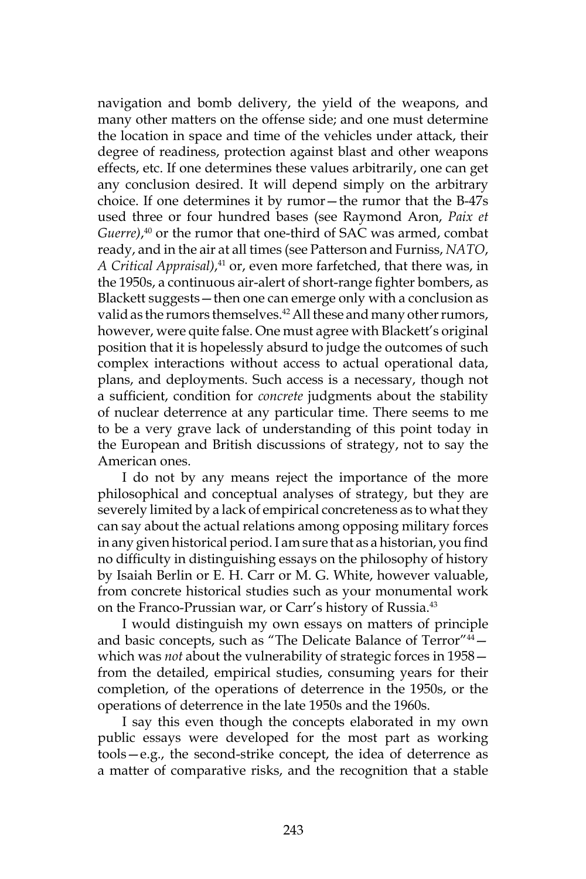navigation and bomb delivery, the yield of the weapons, and many other matters on the offense side; and one must determine the location in space and time of the vehicles under attack, their degree of readiness, protection against blast and other weapons effects, etc. If one determines these values arbitrarily, one can get any conclusion desired. It will depend simply on the arbitrary choice. If one determines it by rumor—the rumor that the B-47s used three or four hundred bases (see Raymond Aron, *Paix et Guerre)*,[40] or the rumor that one-third of SAC was armed, combat ready, and in the air at all times (see Patterson and Furniss, *NATO, A Critical Appraisal)*,[41] or, even more farfetched, that there was, in the 1950s, a continuous air-alert of short-range fighter bombers, as Blackett suggests—then one can emerge only with a conclusion as valid as the rumors themselves.[42] All these and many other rumors, however, were quite false. One must agree with Blackett's original position that it is hopelessly absurd to judge the outcomes of such complex interactions without access to actual operational data, plans, and deployments. Such access is a necessary, though not a sufficient, condition for *concrete* judgments about the stability of nuclear deterrence at any particular time. There seems to me to be a very grave lack of understanding of this point today in the European and British discussions of strategy, not to say the American ones.

I do not by any means reject the importance of the more philosophical and conceptual analyses of strategy, but they are severely limited by a lack of empirical concreteness as to what they can say about the actual relations among opposing military forces in any given historical period. I am sure that as a historian, you find no difficulty in distinguishing essays on the philosophy of history by Isaiah Berlin or E. H. Carr or M. G. White, however valuable, from concrete historical studies such as your monumental work on the Franco-Prussian war, or Carr's history of Russia.[43]

I would distinguish my own essays on matters of principle and basic concepts, such as "The Delicate Balance of Terror"[44]—which was *not* about the vulnerability of strategic forces in 1958—from the detailed, empirical studies, consuming years for their completion, of the operations of deterrence in the 1950s, or the operations of deterrence in the late 1950s and the 1960s.

I say this even though the concepts elaborated in my own public essays were developed for the most part as working tools—e.g., the second-strike concept, the idea of deterrence as a matter of comparative risks, and the recognition that a stable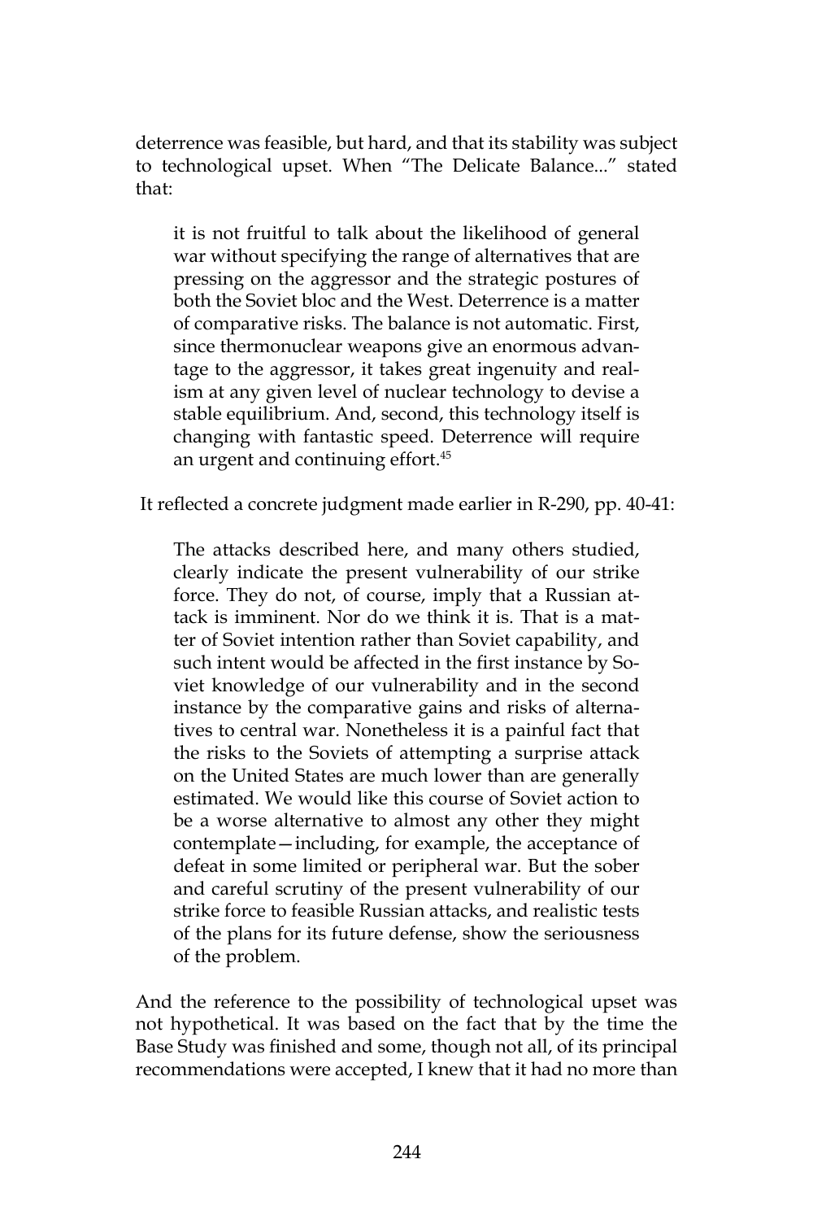deterrence was feasible, but hard, and that its stability was subject to technological upset. When "The Delicate Balance..." stated that:

> it is not fruitful to talk about the likelihood of general war without specifying the range of alternatives that are pressing on the aggressor and the strategic postures of both the Soviet bloc and the West. Deterrence is a matter of comparative risks. The balance is not automatic. First, since thermonuclear weapons give an enormous advantage to the aggressor, it takes great ingenuity and realism at any given level of nuclear technology to devise a stable equilibrium. And, second, this technology itself is changing with fantastic speed. Deterrence will require an urgent and continuing effort.[45]

It reflected a concrete judgment made earlier in R-290, pp. 40-41:

> The attacks described here, and many others studied, clearly indicate the present vulnerability of our strike force. They do not, of course, imply that a Russian attack is imminent. Nor do we think it is. That is a matter of Soviet intention rather than Soviet capability, and such intent would be affected in the first instance by Soviet knowledge of our vulnerability and in the second instance by the comparative gains and risks of alternatives to central war. Nonetheless it is a painful fact that the risks to the Soviets of attempting a surprise attack on the United States are much lower than are generally estimated. We would like this course of Soviet action to be a worse alternative to almost any other they might contemplate—including, for example, the acceptance of defeat in some limited or peripheral war. But the sober and careful scrutiny of the present vulnerability of our strike force to feasible Russian attacks, and realistic tests of the plans for its future defense, show the seriousness of the problem.

And the reference to the possibility of technological upset was not hypothetical. It was based on the fact that by the time the Base Study was finished and some, though not all, of its principal recommendations were accepted, I knew that it had no more than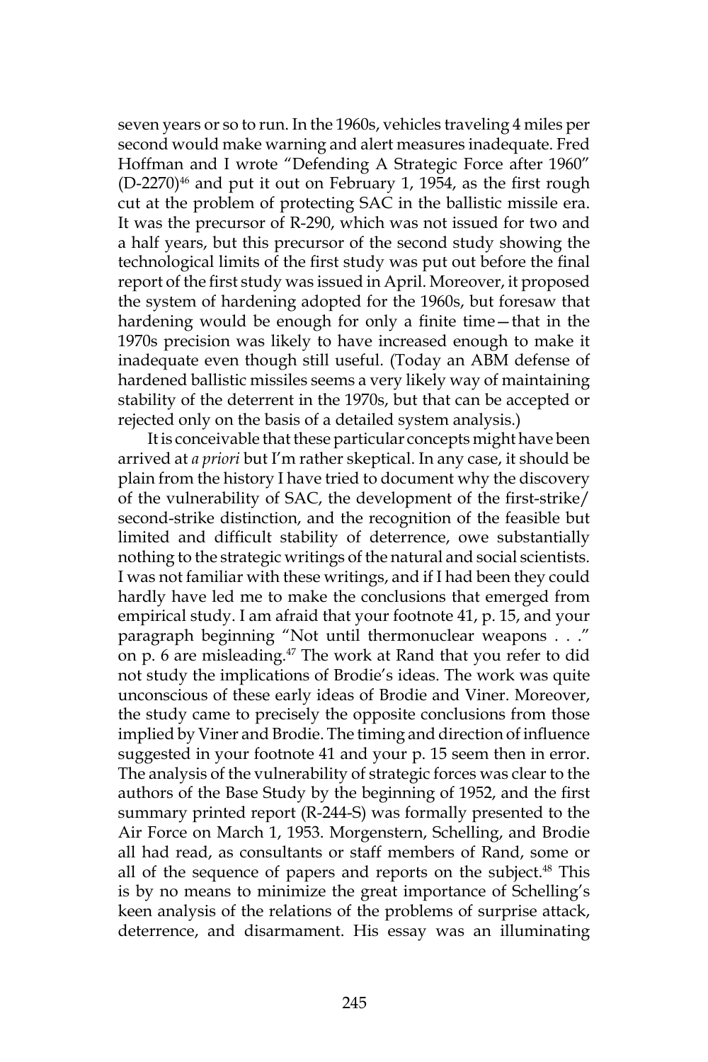seven years or so to run. In the 1960s, vehicles traveling 4 miles per second would make warning and alert measures inadequate. Fred Hoffman and I wrote "Defending A Strategic Force after 1960" (D-2270)[46] and put it out on February 1, 1954, as the first rough cut at the problem of protecting SAC in the ballistic missile era. It was the precursor of R-290, which was not issued for two and a half years, but this precursor of the second study showing the technological limits of the first study was put out before the final report of the first study was issued in April. Moreover, it proposed the system of hardening adopted for the 1960s, but foresaw that hardening would be enough for only a finite time—that in the 1970s precision was likely to have increased enough to make it inadequate even though still useful. (Today an ABM defense of hardened ballistic missiles seems a very likely way of maintaining stability of the deterrent in the 1970s, but that can be accepted or rejected only on the basis of a detailed system analysis.)

It is conceivable that these particular concepts might have been arrived at *a priori* but I'm rather skeptical. In any case, it should be plain from the history I have tried to document why the discovery of the vulnerability of SAC, the development of the first-strike/second-strike distinction, and the recognition of the feasible but limited and difficult stability of deterrence, owe substantially nothing to the strategic writings of the natural and social scientists. I was not familiar with these writings, and if I had been they could hardly have led me to make the conclusions that emerged from empirical study. I am afraid that your footnote 41, p. 15, and your paragraph beginning "Not until thermonuclear weapons . . ." on p. 6 are misleading.[47] The work at Rand that you refer to did not study the implications of Brodie's ideas. The work was quite unconscious of these early ideas of Brodie and Viner. Moreover, the study came to precisely the opposite conclusions from those implied by Viner and Brodie. The timing and direction of influence suggested in your footnote 41 and your p. 15 seem then in error. The analysis of the vulnerability of strategic forces was clear to the authors of the Base Study by the beginning of 1952, and the first summary printed report (R-244-S) was formally presented to the Air Force on March 1, 1953. Morgenstern, Schelling, and Brodie all had read, as consultants or staff members of Rand, some or all of the sequence of papers and reports on the subject.[48] This is by no means to minimize the great importance of Schelling's keen analysis of the relations of the problems of surprise attack, deterrence, and disarmament. His essay was an illuminating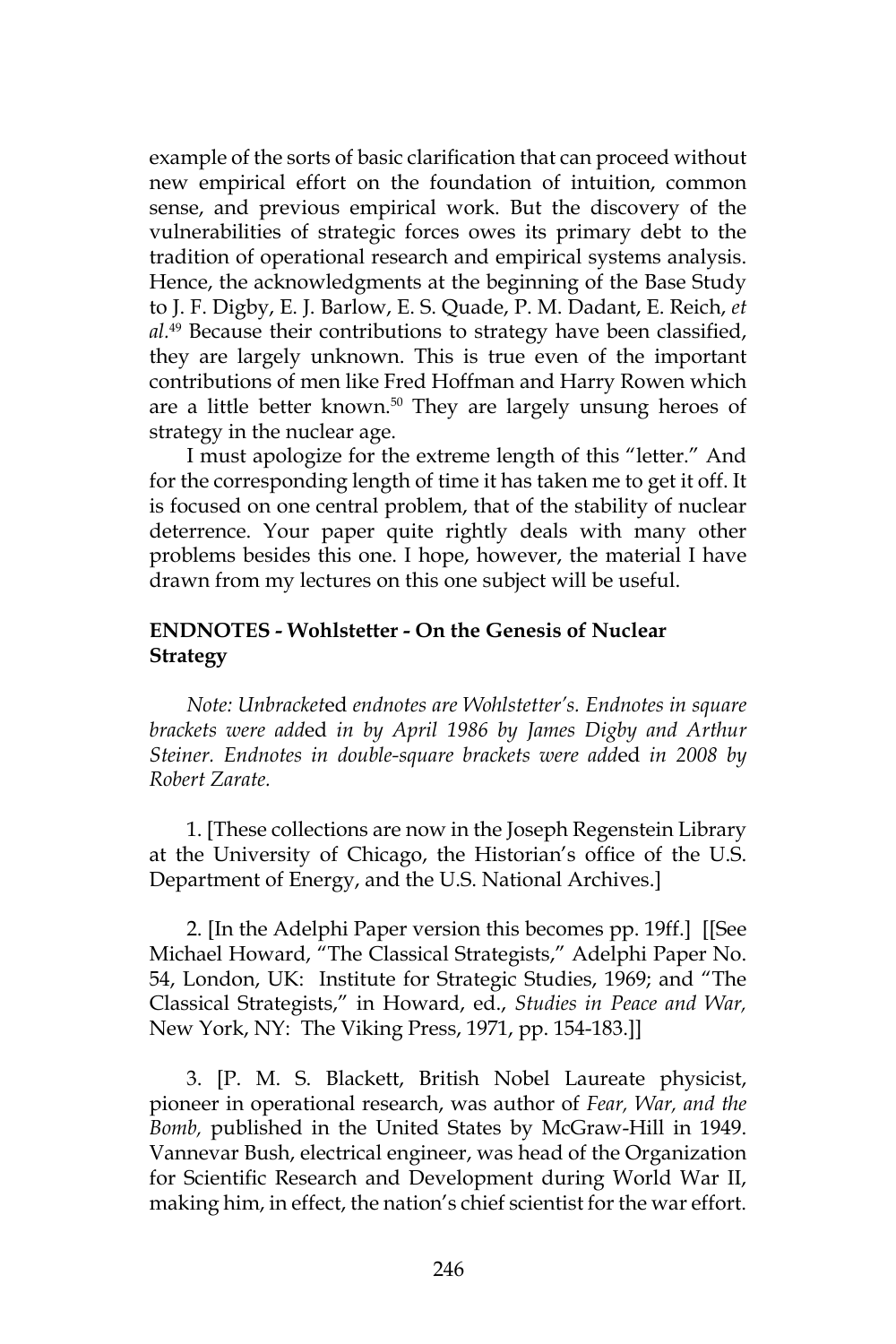example of the sorts of basic clarification that can proceed without new empirical effort on the foundation of intuition, common sense, and previous empirical work. But the discovery of the vulnerabilities of strategic forces owes its primary debt to the tradition of operational research and empirical systems analysis. Hence, the acknowledgments at the beginning of the Base Study to J. F. Digby, E. J. Barlow, E. S. Quade, P. M. Dadant, E. Reich, *et al.*[49] Because their contributions to strategy have been classified, they are largely unknown. This is true even of the important contributions of men like Fred Hoffman and Harry Rowen which are a little better known.[50] They are largely unsung heroes of strategy in the nuclear age.

I must apologize for the extreme length of this "letter." And for the corresponding length of time it has taken me to get it off. It is focused on one central problem, that of the stability of nuclear deterrence. Your paper quite rightly deals with many other problems besides this one. I hope, however, the material I have drawn from my lectures on this one subject will be useful.

**ENDNOTES - Wohlstetter - On the Genesis of Nuclear Strategy**

*Note: Unbracketed endnotes are Wohlstetter's. Endnotes in square brackets were added in by April 1986 by James Digby and Arthur Steiner. Endnotes in double-square brackets were added in 2008 by Robert Zarate.*

1. [These collections are now in the Joseph Regenstein Library at the University of Chicago, the Historian's office of the U.S. Department of Energy, and the U.S. National Archives.]

2. [In the Adelphi Paper version this becomes pp. 19ff.] [[See Michael Howard, "The Classical Strategists," Adelphi Paper No. 54, London, UK: Institute for Strategic Studies, 1969; and "The Classical Strategists," in Howard, ed., *Studies in Peace and War,* New York, NY: The Viking Press, 1971, pp. 154-183.]]

3. [P. M. S. Blackett, British Nobel Laureate physicist, pioneer in operational research, was author of *Fear, War, and the Bomb,* published in the United States by McGraw-Hill in 1949. Vannevar Bush, electrical engineer, was head of the Organization for Scientific Research and Development during World War II, making him, in effect, the nation's chief scientist for the war effort.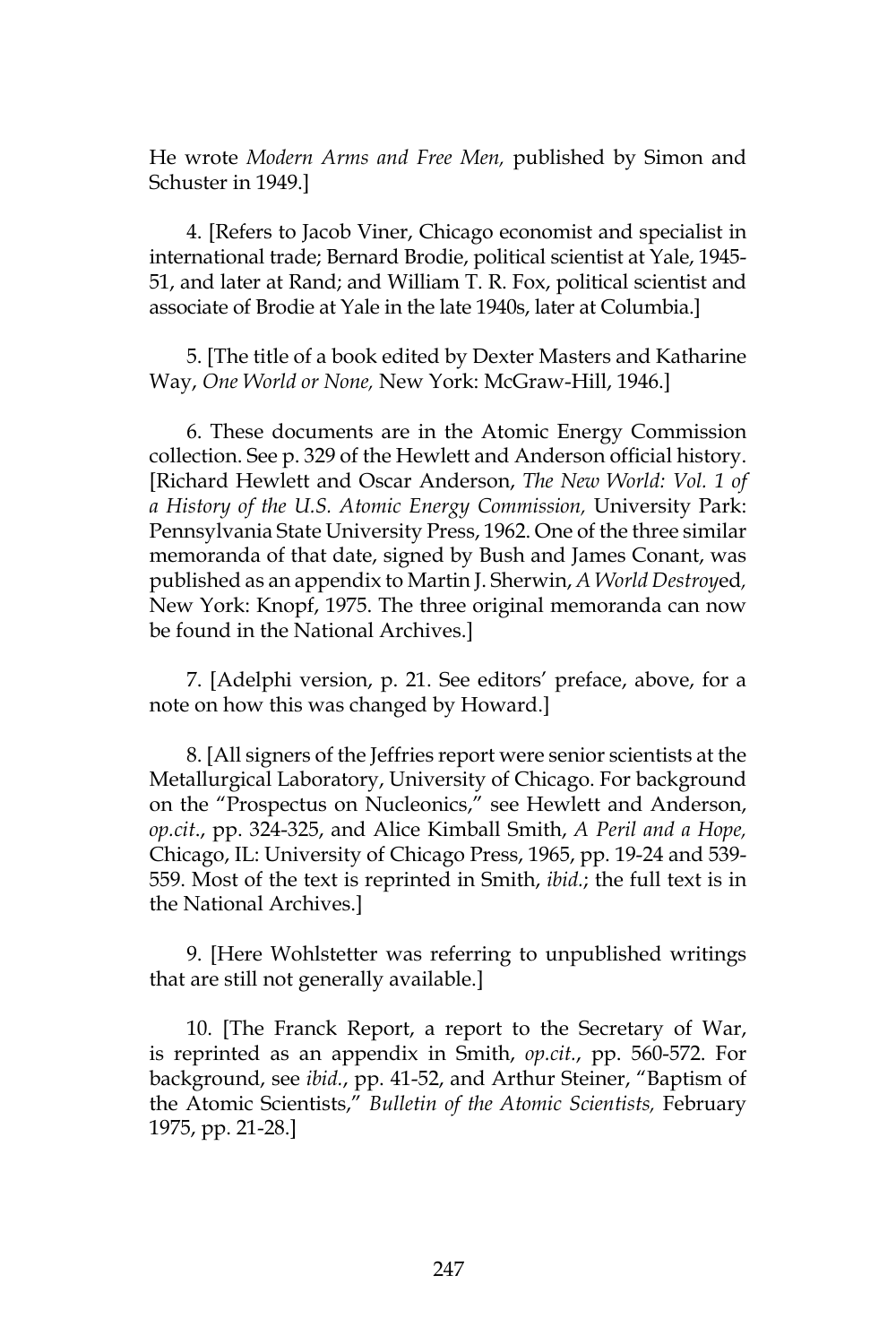He wrote *Modern Arms and Free Men,* published by Simon and Schuster in 1949.]

4. [Refers to Jacob Viner, Chicago economist and specialist in international trade; Bernard Brodie, political scientist at Yale, 1945-51, and later at Rand; and William T. R. Fox, political scientist and associate of Brodie at Yale in the late 1940s, later at Columbia.]

5. [The title of a book edited by Dexter Masters and Katharine Way, *One World or None,* New York: McGraw-Hill, 1946.]

6. These documents are in the Atomic Energy Commission collection. See p. 329 of the Hewlett and Anderson official history. [Richard Hewlett and Oscar Anderson, *The New World: Vol. 1 of a History of the U.S. Atomic Energy Commission,* University Park: Pennsylvania State University Press, 1962. One of the three similar memoranda of that date, signed by Bush and James Conant, was published as an appendix to Martin J. Sherwin, *A World Destroyed,* New York: Knopf, 1975. The three original memoranda can now be found in the National Archives.]

7. [Adelphi version, p. 21. See editors' preface, above, for a note on how this was changed by Howard.]

8. [All signers of the Jeffries report were senior scientists at the Metallurgical Laboratory, University of Chicago. For background on the "Prospectus on Nucleonics," see Hewlett and Anderson, *op.cit*., pp. 324-325, and Alice Kimball Smith, *A Peril and a Hope,* Chicago, IL: University of Chicago Press, 1965, pp. 19-24 and 539-559. Most of the text is reprinted in Smith, *ibid*.; the full text is in the National Archives.]

9. [Here Wohlstetter was referring to unpublished writings that are still not generally available.]

10. [The Franck Report, a report to the Secretary of War, is reprinted as an appendix in Smith, *op.cit.*, pp. 560-572. For background, see *ibid.*, pp. 41-52, and Arthur Steiner, "Baptism of the Atomic Scientists," *Bulletin of the Atomic Scientists,* February 1975, pp. 21-28.]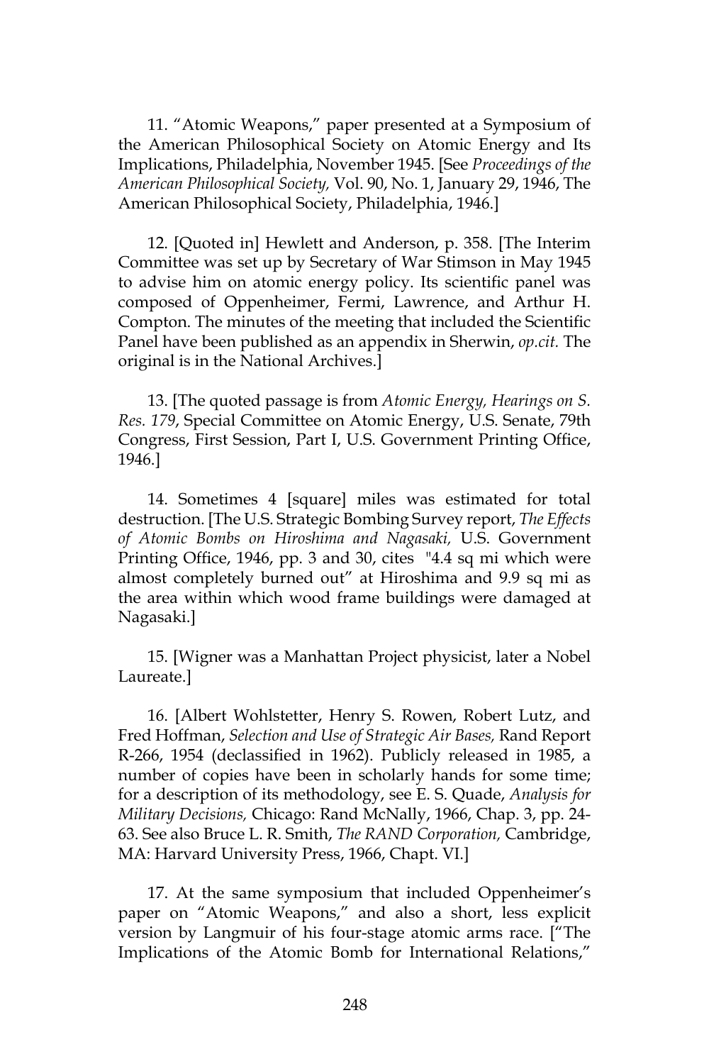11. "Atomic Weapons," paper presented at a Symposium of the American Philosophical Society on Atomic Energy and Its Implications, Philadelphia, November 1945. [See *Proceedings of the American Philosophical Society,* Vol. 90, No. 1, January 29, 1946, The American Philosophical Society, Philadelphia, 1946.]

12. [Quoted in] Hewlett and Anderson, p. 358. [The Interim Committee was set up by Secretary of War Stimson in May 1945 to advise him on atomic energy policy. Its scientific panel was composed of Oppenheimer, Fermi, Lawrence, and Arthur H. Compton. The minutes of the meeting that included the Scientific Panel have been published as an appendix in Sherwin, *op.cit.* The original is in the National Archives.]

13. [The quoted passage is from *Atomic Energy, Hearings on S. Res. 179*, Special Committee on Atomic Energy, U.S. Senate, 79th Congress, First Session, Part I, U.S. Government Printing Office, 1946.]

14. Sometimes 4 [square] miles was estimated for total destruction. [The U.S. Strategic Bombing Survey report, *The Effects of Atomic Bombs on Hiroshima and Nagasaki,* U.S. Government Printing Office, 1946, pp. 3 and 30, cites "4.4 sq mi which were almost completely burned out" at Hiroshima and 9.9 sq mi as the area within which wood frame buildings were damaged at Nagasaki.]

15. [Wigner was a Manhattan Project physicist, later a Nobel Laureate.]

16. [Albert Wohlstetter, Henry S. Rowen, Robert Lutz, and Fred Hoffman, *Selection and Use of Strategic Air Bases,* Rand Report R-266, 1954 (declassified in 1962). Publicly released in 1985, a number of copies have been in scholarly hands for some time; for a description of its methodology, see E. S. Quade, *Analysis for Military Decisions,* Chicago: Rand McNally, 1966, Chap. 3, pp. 24-63. See also Bruce L. R. Smith, *The RAND Corporation,* Cambridge, MA: Harvard University Press, 1966, Chapt. VI.]

17. At the same symposium that included Oppenheimer's paper on "Atomic Weapons," and also a short, less explicit version by Langmuir of his four-stage atomic arms race. ["The Implications of the Atomic Bomb for International Relations,"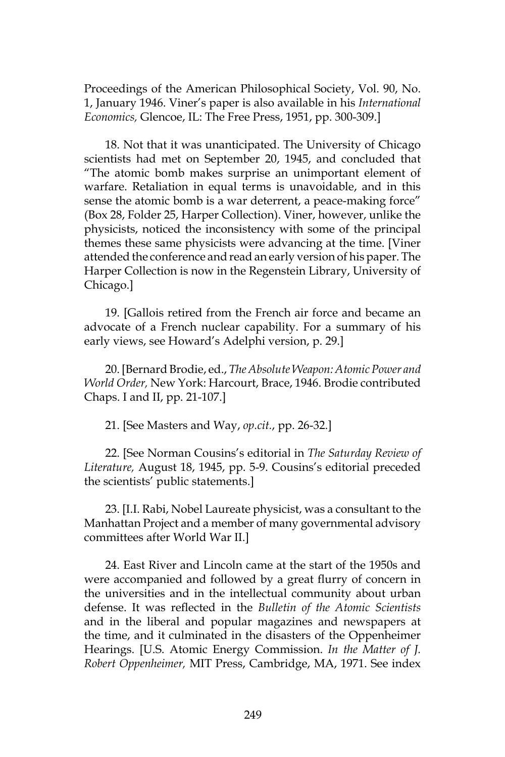Proceedings of the American Philosophical Society, Vol. 90, No. 1, January 1946. Viner's paper is also available in his *International Economics,* Glencoe, IL: The Free Press, 1951, pp. 300-309.]

18. Not that it was unanticipated. The University of Chicago scientists had met on September 20, 1945, and concluded that "The atomic bomb makes surprise an unimportant element of warfare. Retaliation in equal terms is unavoidable, and in this sense the atomic bomb is a war deterrent, a peace-making force" (Box 28, Folder 25, Harper Collection). Viner, however, unlike the physicists, noticed the inconsistency with some of the principal themes these same physicists were advancing at the time. [Viner attended the conference and read an early version of his paper. The Harper Collection is now in the Regenstein Library, University of Chicago.]

19. [Gallois retired from the French air force and became an advocate of a French nuclear capability. For a summary of his early views, see Howard's Adelphi version, p. 29.]

20. [Bernard Brodie, ed., *The Absolute Weapon: Atomic Power and World Order,* New York: Harcourt, Brace, 1946. Brodie contributed Chaps. I and II, pp. 21-107.]

21. [See Masters and Way, *op.cit.*, pp. 26-32.]

22. [See Norman Cousins's editorial in *The Saturday Review of Literature,* August 18, 1945, pp. 5-9. Cousins's editorial preceded the scientists' public statements.]

23. [I.I. Rabi, Nobel Laureate physicist, was a consultant to the Manhattan Project and a member of many governmental advisory committees after World War II.]

24. East River and Lincoln came at the start of the 1950s and were accompanied and followed by a great flurry of concern in the universities and in the intellectual community about urban defense. It was reflected in the *Bulletin of the Atomic Scientists* and in the liberal and popular magazines and newspapers at the time, and it culminated in the disasters of the Oppenheimer Hearings. [U.S. Atomic Energy Commission. *In the Matter of J. Robert Oppenheimer,* MIT Press, Cambridge, MA, 1971. See index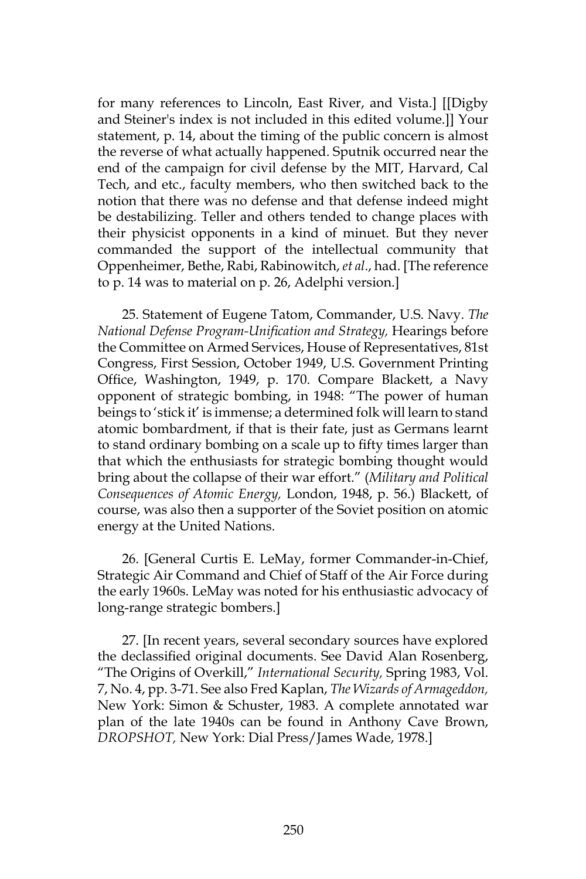for many references to Lincoln, East River, and Vista.] [[Digby and Steiner's index is not included in this edited volume.]] Your statement, p. 14, about the timing of the public concern is almost the reverse of what actually happened. Sputnik occurred near the end of the campaign for civil defense by the MIT, Harvard, Cal Tech, and etc., faculty members, who then switched back to the notion that there was no defense and that defense indeed might be destabilizing. Teller and others tended to change places with their physicist opponents in a kind of minuet. But they never commanded the support of the intellectual community that Oppenheimer, Bethe, Rabi, Rabinowitch, *et al*., had. [The reference to p. 14 was to material on p. 26, Adelphi version.]

25. Statement of Eugene Tatom, Commander, U.S. Navy. *The National Defense Program-Unification and Strategy,* Hearings before the Committee on Armed Services, House of Representatives, 81st Congress, First Session, October 1949, U.S. Government Printing Office, Washington, 1949, p. 170. Compare Blackett, a Navy opponent of strategic bombing, in 1948: "The power of human beings to 'stick it' is immense; a determined folk will learn to stand atomic bombardment, if that is their fate, just as Germans learnt to stand ordinary bombing on a scale up to fifty times larger than that which the enthusiasts for strategic bombing thought would bring about the collapse of their war effort." (*Military and Political Consequences of Atomic Energy,* London, 1948, p. 56.) Blackett, of course, was also then a supporter of the Soviet position on atomic energy at the United Nations.

26. [General Curtis E. LeMay, former Commander-in-Chief, Strategic Air Command and Chief of Staff of the Air Force during the early 1960s. LeMay was noted for his enthusiastic advocacy of long-range strategic bombers.]

27. [In recent years, several secondary sources have explored the declassified original documents. See David Alan Rosenberg, "The Origins of Overkill," *International Security,* Spring 1983, Vol. 7, No. 4, pp. 3-71. See also Fred Kaplan, *The Wizards of Armageddon,* New York: Simon & Schuster, 1983. A complete annotated war plan of the late 1940s can be found in Anthony Cave Brown, *DROPSHOT,* New York: Dial Press/James Wade, 1978.]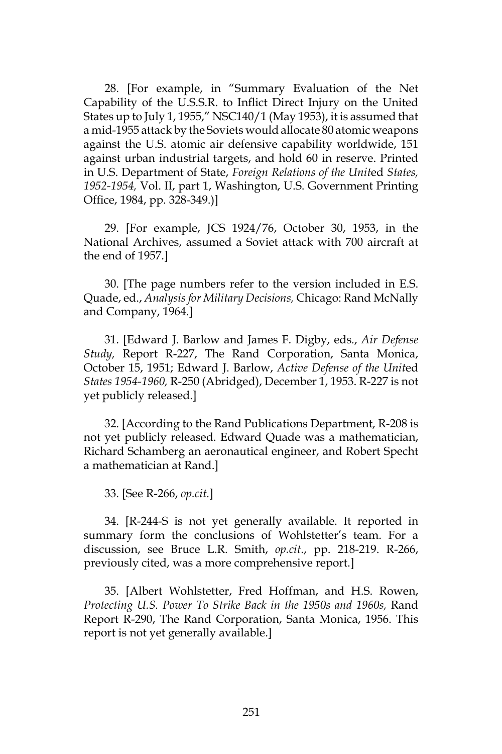28. [For example, in "Summary Evaluation of the Net Capability of the U.S.S.R. to Inflict Direct Injury on the United States up to July 1, 1955," NSC140/1 (May 1953), it is assumed that a mid-1955 attack by the Soviets would allocate 80 atomic weapons against the U.S. atomic air defensive capability worldwide, 151 against urban industrial targets, and hold 60 in reserve. Printed in U.S. Department of State, *Foreign Relations of the United States, 1952-1954,* Vol. II, part 1, Washington, U.S. Government Printing Office, 1984, pp. 328-349.)]

29. [For example, JCS 1924/76, October 30, 1953, in the National Archives, assumed a Soviet attack with 700 aircraft at the end of 1957.]

30. [The page numbers refer to the version included in E.S. Quade, ed., *Analysis for Military Decisions,* Chicago: Rand McNally and Company, 1964.]

31. [Edward J. Barlow and James F. Digby, eds., *Air Defense Study,* Report R-227, The Rand Corporation, Santa Monica, October 15, 1951; Edward J. Barlow, *Active Defense of the United States 1954-1960,* R-250 (Abridged), December 1, 1953. R-227 is not yet publicly released.]

32. [According to the Rand Publications Department, R-208 is not yet publicly released. Edward Quade was a mathematician, Richard Schamberg an aeronautical engineer, and Robert Specht a mathematician at Rand.]

33. [See R-266, *op.cit.*]

34. [R-244-S is not yet generally available. It reported in summary form the conclusions of Wohlstetter's team. For a discussion, see Bruce L.R. Smith, *op.cit*., pp. 218-219. R-266, previously cited, was a more comprehensive report.]

35. [Albert Wohlstetter, Fred Hoffman, and H.S. Rowen, *Protecting U.S. Power To Strike Back in the 1950s and 1960s,* Rand Report R-290, The Rand Corporation, Santa Monica, 1956. This report is not yet generally available.]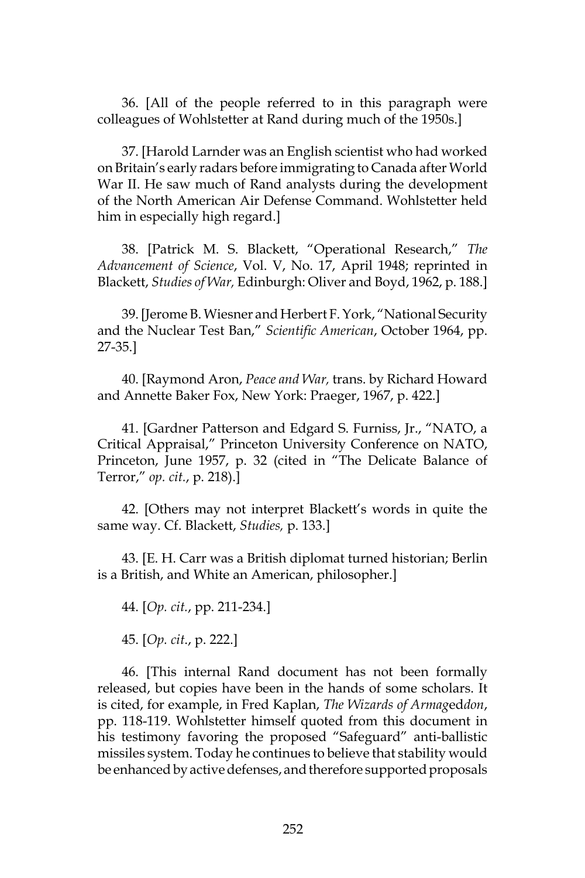36. [All of the people referred to in this paragraph were colleagues of Wohlstetter at Rand during much of the 1950s.]

37. [Harold Larnder was an English scientist who had worked on Britain's early radars before immigrating to Canada after World War II. He saw much of Rand analysts during the development of the North American Air Defense Command. Wohlstetter held him in especially high regard.]

38. [Patrick M. S. Blackett, "Operational Research," *The Advancement of Science*, Vol. V, No. 17, April 1948; reprinted in Blackett, *Studies of War,* Edinburgh: Oliver and Boyd, 1962, p. 188.]

39. [Jerome B. Wiesner and Herbert F. York, "National Security and the Nuclear Test Ban," *Scientific American*, October 1964, pp. 27-35.]

40. [Raymond Aron, *Peace and War,* trans. by Richard Howard and Annette Baker Fox, New York: Praeger, 1967, p. 422.]

41. [Gardner Patterson and Edgard S. Furniss, Jr., "NATO, a Critical Appraisal," Princeton University Conference on NATO, Princeton, June 1957, p. 32 (cited in "The Delicate Balance of Terror," *op. cit.*, p. 218).]

42. [Others may not interpret Blackett's words in quite the same way. Cf. Blackett, *Studies,* p. 133.]

43. [E. H. Carr was a British diplomat turned historian; Berlin is a British, and White an American, philosopher.]

44. [*Op. cit.*, pp. 211-234.]

45. [*Op. cit*., p. 222.]

46. [This internal Rand document has not been formally released, but copies have been in the hands of some scholars. It is cited, for example, in Fred Kaplan, *The Wizards of Armageddon*, pp. 118-119. Wohlstetter himself quoted from this document in his testimony favoring the proposed "Safeguard" anti-ballistic missiles system. Today he continues to believe that stability would be enhanced by active defenses, and therefore supported proposals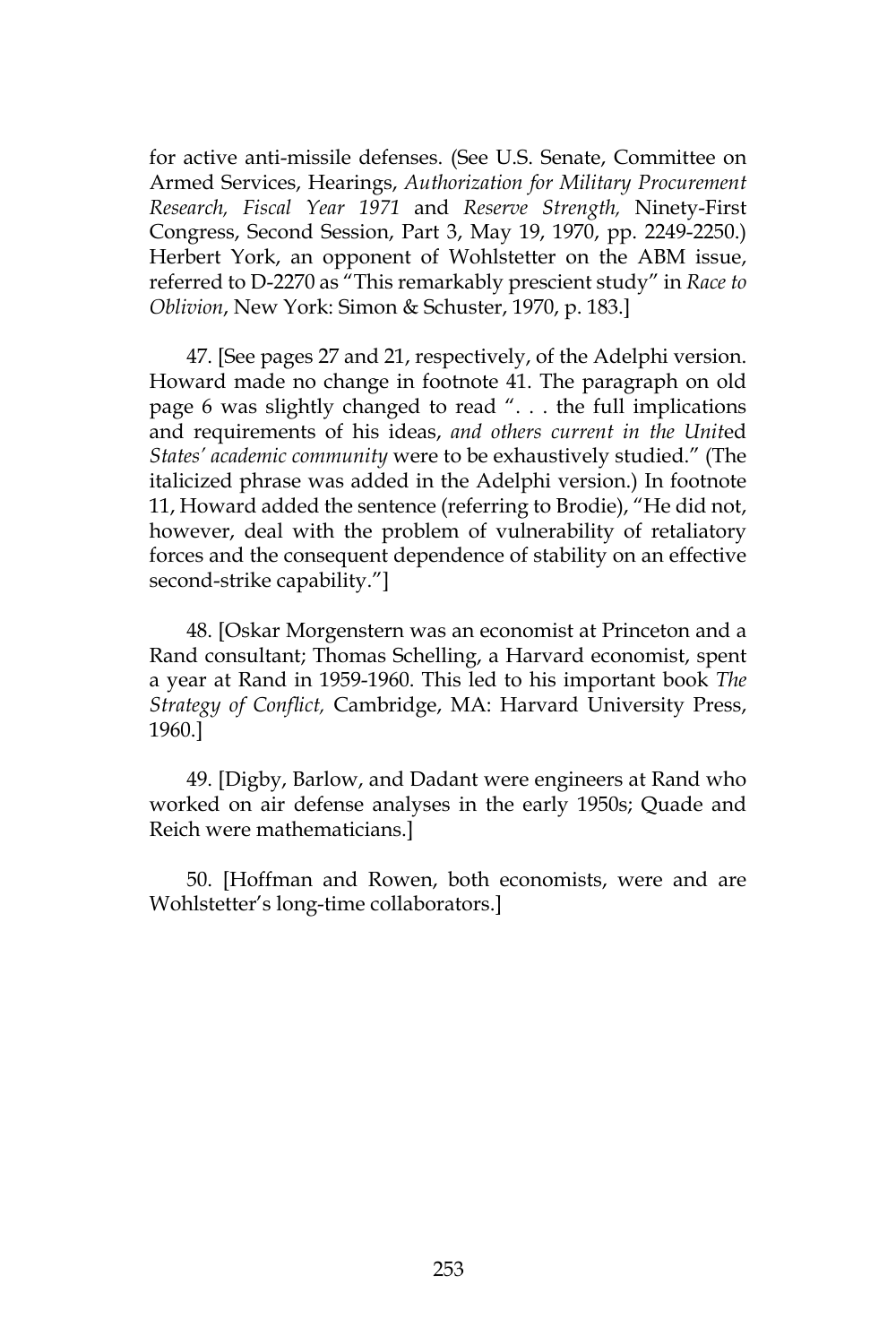for active anti-missile defenses. (See U.S. Senate, Committee on Armed Services, Hearings, *Authorization for Military Procurement Research, Fiscal Year 1971* and *Reserve Strength,* Ninety-First Congress, Second Session, Part 3, May 19, 1970, pp. 2249-2250.) Herbert York, an opponent of Wohlstetter on the ABM issue, referred to D-2270 as "This remarkably prescient study" in *Race to Oblivion*, New York: Simon & Schuster, 1970, p. 183.]

47. [See pages 27 and 21, respectively, of the Adelphi version. Howard made no change in footnote 41. The paragraph on old page 6 was slightly changed to read ". . . the full implications and requirements of his ideas, *and others current in the United States' academic community* were to be exhaustively studied." (The italicized phrase was added in the Adelphi version.) In footnote 11, Howard added the sentence (referring to Brodie), "He did not, however, deal with the problem of vulnerability of retaliatory forces and the consequent dependence of stability on an effective second-strike capability."]

48. [Oskar Morgenstern was an economist at Princeton and a Rand consultant; Thomas Schelling, a Harvard economist, spent a year at Rand in 1959-1960. This led to his important book *The Strategy of Conflict,* Cambridge, MA: Harvard University Press, 1960.]

49. [Digby, Barlow, and Dadant were engineers at Rand who worked on air defense analyses in the early 1950s; Quade and Reich were mathematicians.]

50. [Hoffman and Rowen, both economists, were and are Wohlstetter's long-time collaborators.]